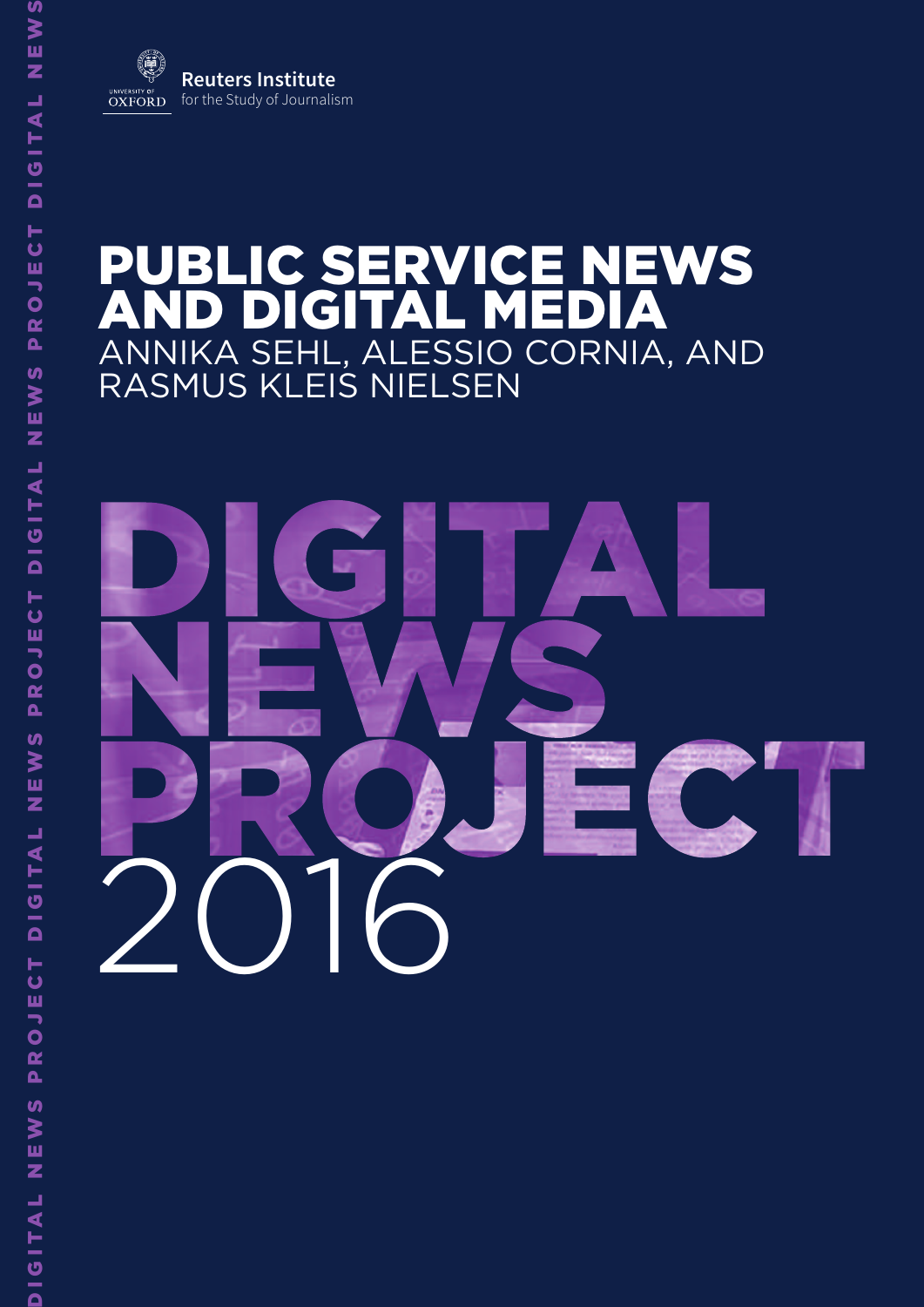Reuters Institute for the Study of Journalism

University of Oxford

# PUBLIC SERVICE NEWS AND DIGITAL MEDIA

ANNIKA SEHL, ALESSIO CORNIA, AND RASMUS KLEIS NIELSEN

DIGITAL NEWS PROJECT 2016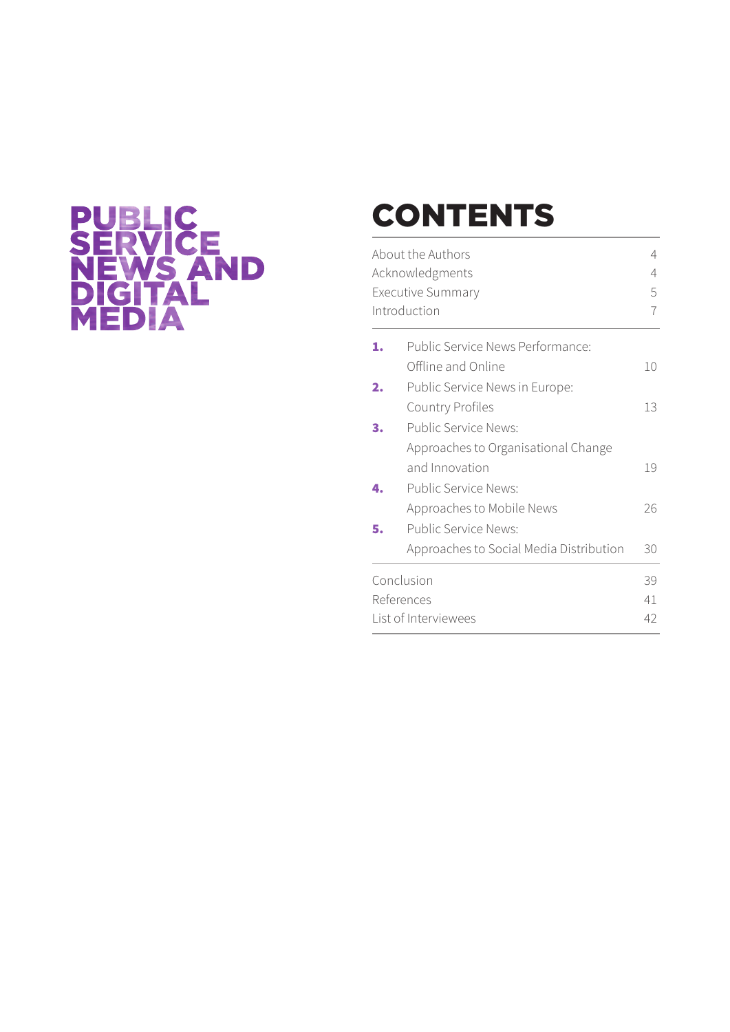# PUBLIC SERVICE NEWS AND DIGITAL MEDIA

## CONTENTS

| | |
|---|---|
| About the Authors | 4 |
| Acknowledgments | 4 |
| Executive Summary | 5 |
| Introduction | 7 |
| **1.** Public Service News Performance: Offline and Online | 10 |
| **2.** Public Service News in Europe: Country Profiles | 13 |
| **3.** Public Service News: Approaches to Organisational Change and Innovation | 19 |
| **4.** Public Service News: Approaches to Mobile News | 26 |
| **5.** Public Service News: Approaches to Social Media Distribution | 30 |
| Conclusion | 39 |
| References | 41 |
| List of Interviewees | 42 |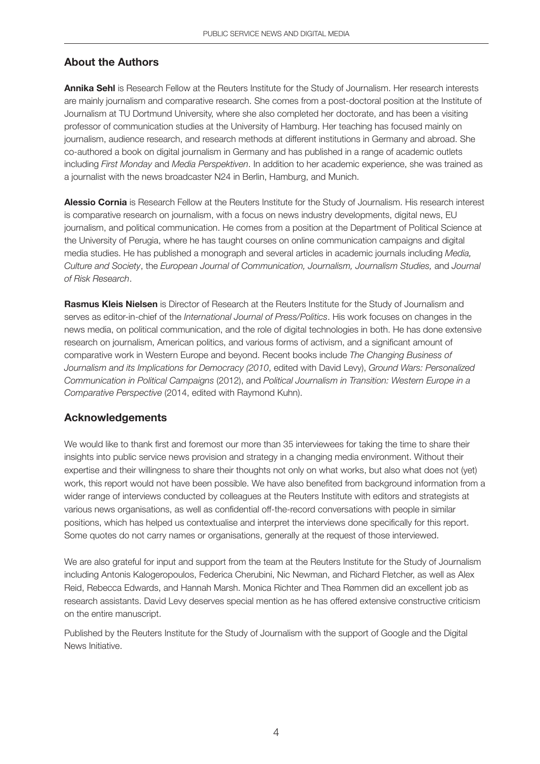## About the Authors

**Annika Sehl** is Research Fellow at the Reuters Institute for the Study of Journalism. Her research interests are mainly journalism and comparative research. She comes from a post-doctoral position at the Institute of Journalism at TU Dortmund University, where she also completed her doctorate, and has been a visiting professor of communication studies at the University of Hamburg. Her teaching has focused mainly on journalism, audience research, and research methods at different institutions in Germany and abroad. She co-authored a book on digital journalism in Germany and has published in a range of academic outlets including *First Monday* and *Media Perspektiven*. In addition to her academic experience, she was trained as a journalist with the news broadcaster N24 in Berlin, Hamburg, and Munich.

**Alessio Cornia** is Research Fellow at the Reuters Institute for the Study of Journalism. His research interest is comparative research on journalism, with a focus on news industry developments, digital news, EU journalism, and political communication. He comes from a position at the Department of Political Science at the University of Perugia, where he has taught courses on online communication campaigns and digital media studies. He has published a monograph and several articles in academic journals including *Media, Culture and Society*, the *European Journal of Communication, Journalism, Journalism Studies,* and *Journal of Risk Research*.

**Rasmus Kleis Nielsen** is Director of Research at the Reuters Institute for the Study of Journalism and serves as editor-in-chief of the *International Journal of Press/Politics*. His work focuses on changes in the news media, on political communication, and the role of digital technologies in both. He has done extensive research on journalism, American politics, and various forms of activism, and a significant amount of comparative work in Western Europe and beyond. Recent books include *The Changing Business of Journalism and its Implications for Democracy (2010*, edited with David Levy), *Ground Wars: Personalized Communication in Political Campaigns* (2012), and *Political Journalism in Transition: Western Europe in a Comparative Perspective* (2014, edited with Raymond Kuhn).

## Acknowledgements

We would like to thank first and foremost our more than 35 interviewees for taking the time to share their insights into public service news provision and strategy in a changing media environment. Without their expertise and their willingness to share their thoughts not only on what works, but also what does not (yet) work, this report would not have been possible. We have also benefited from background information from a wider range of interviews conducted by colleagues at the Reuters Institute with editors and strategists at various news organisations, as well as confidential off-the-record conversations with people in similar positions, which has helped us contextualise and interpret the interviews done specifically for this report. Some quotes do not carry names or organisations, generally at the request of those interviewed.

We are also grateful for input and support from the team at the Reuters Institute for the Study of Journalism including Antonis Kalogeropoulos, Federica Cherubini, Nic Newman, and Richard Fletcher, as well as Alex Reid, Rebecca Edwards, and Hannah Marsh. Monica Richter and Thea Rømmen did an excellent job as research assistants. David Levy deserves special mention as he has offered extensive constructive criticism on the entire manuscript.

Published by the Reuters Institute for the Study of Journalism with the support of Google and the Digital News Initiative.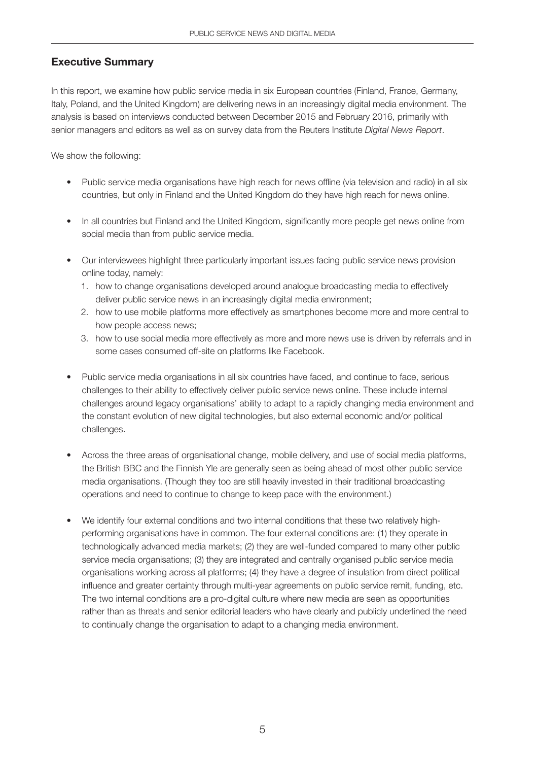## Executive Summary

In this report, we examine how public service media in six European countries (Finland, France, Germany, Italy, Poland, and the United Kingdom) are delivering news in an increasingly digital media environment. The analysis is based on interviews conducted between December 2015 and February 2016, primarily with senior managers and editors as well as on survey data from the Reuters Institute *Digital News Report*.

We show the following:

- Public service media organisations have high reach for news offline (via television and radio) in all six countries, but only in Finland and the United Kingdom do they have high reach for news online.
- In all countries but Finland and the United Kingdom, significantly more people get news online from social media than from public service media.
- Our interviewees highlight three particularly important issues facing public service news provision online today, namely:
    1. how to change organisations developed around analogue broadcasting media to effectively deliver public service news in an increasingly digital media environment;
    2. how to use mobile platforms more effectively as smartphones become more and more central to how people access news;
    3. how to use social media more effectively as more and more news use is driven by referrals and in some cases consumed off-site on platforms like Facebook.
- Public service media organisations in all six countries have faced, and continue to face, serious challenges to their ability to effectively deliver public service news online. These include internal challenges around legacy organisations' ability to adapt to a rapidly changing media environment and the constant evolution of new digital technologies, but also external economic and/or political challenges.
- Across the three areas of organisational change, mobile delivery, and use of social media platforms, the British BBC and the Finnish Yle are generally seen as being ahead of most other public service media organisations. (Though they too are still heavily invested in their traditional broadcasting operations and need to continue to change to keep pace with the environment.)
- We identify four external conditions and two internal conditions that these two relatively high-performing organisations have in common. The four external conditions are: (1) they operate in technologically advanced media markets; (2) they are well-funded compared to many other public service media organisations; (3) they are integrated and centrally organised public service media organisations working across all platforms; (4) they have a degree of insulation from direct political influence and greater certainty through multi-year agreements on public service remit, funding, etc. The two internal conditions are a pro-digital culture where new media are seen as opportunities rather than as threats and senior editorial leaders who have clearly and publicly underlined the need to continually change the organisation to adapt to a changing media environment.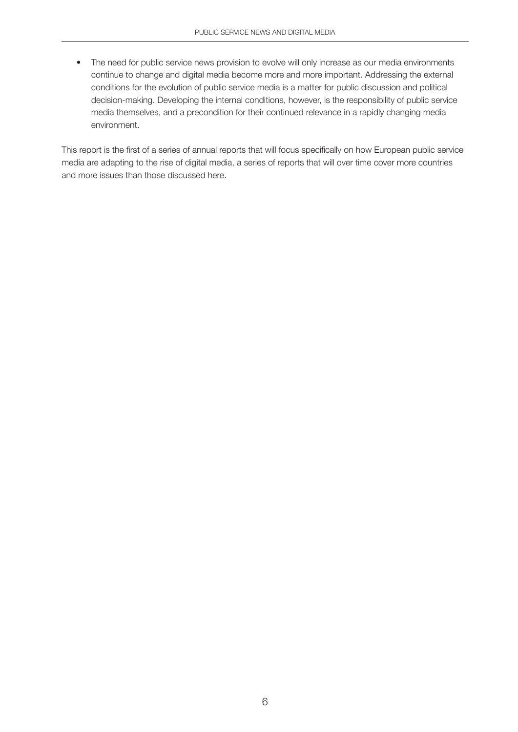- The need for public service news provision to evolve will only increase as our media environments continue to change and digital media become more and more important. Addressing the external conditions for the evolution of public service media is a matter for public discussion and political decision-making. Developing the internal conditions, however, is the responsibility of public service media themselves, and a precondition for their continued relevance in a rapidly changing media environment.

This report is the first of a series of annual reports that will focus specifically on how European public service media are adapting to the rise of digital media, a series of reports that will over time cover more countries and more issues than those discussed here.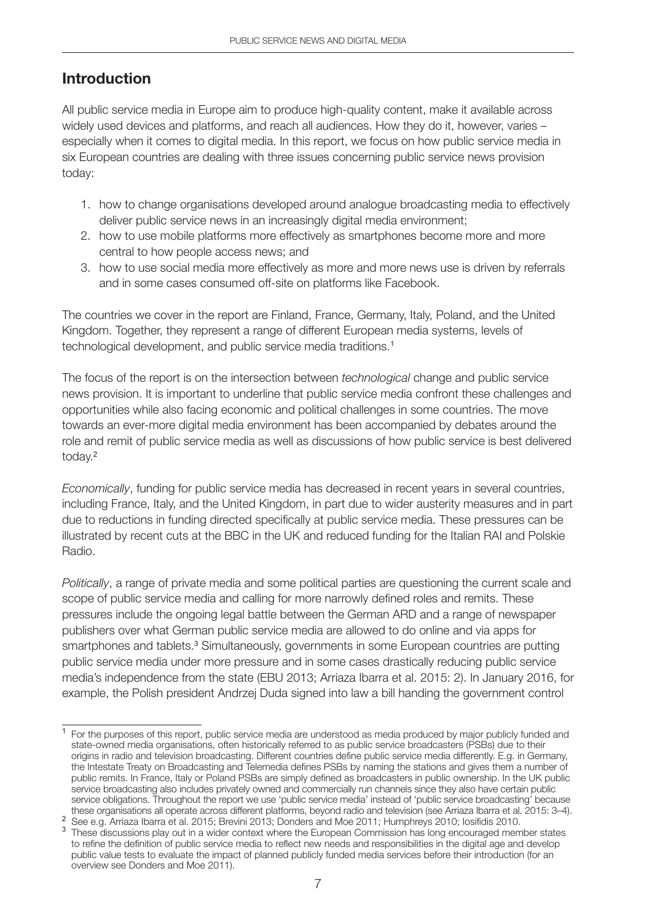## Introduction

All public service media in Europe aim to produce high-quality content, make it available across widely used devices and platforms, and reach all audiences. How they do it, however, varies – especially when it comes to digital media. In this report, we focus on how public service media in six European countries are dealing with three issues concerning public service news provision today:

1. how to change organisations developed around analogue broadcasting media to effectively deliver public service news in an increasingly digital media environment;
2. how to use mobile platforms more effectively as smartphones become more and more central to how people access news; and
3. how to use social media more effectively as more and more news use is driven by referrals and in some cases consumed off-site on platforms like Facebook.

The countries we cover in the report are Finland, France, Germany, Italy, Poland, and the United Kingdom. Together, they represent a range of different European media systems, levels of technological development, and public service media traditions.[1]

The focus of the report is on the intersection between *technological* change and public service news provision. It is important to underline that public service media confront these challenges and opportunities while also facing economic and political challenges in some countries. The move towards an ever-more digital media environment has been accompanied by debates around the role and remit of public service media as well as discussions of how public service is best delivered today.[2]

*Economically*, funding for public service media has decreased in recent years in several countries, including France, Italy, and the United Kingdom, in part due to wider austerity measures and in part due to reductions in funding directed specifically at public service media. These pressures can be illustrated by recent cuts at the BBC in the UK and reduced funding for the Italian RAI and Polskie Radio.

*Politically*, a range of private media and some political parties are questioning the current scale and scope of public service media and calling for more narrowly defined roles and remits. These pressures include the ongoing legal battle between the German ARD and a range of newspaper publishers over what German public service media are allowed to do online and via apps for smartphones and tablets.[3] Simultaneously, governments in some European countries are putting public service media under more pressure and in some cases drastically reducing public service media's independence from the state (EBU 2013; Arriaza Ibarra et al. 2015: 2). In January 2016, for example, the Polish president Andrzej Duda signed into law a bill handing the government control

---

[1] For the purposes of this report, public service media are understood as media produced by major publicly funded and state-owned media organisations, often historically referred to as public service broadcasters (PSBs) due to their origins in radio and television broadcasting. Different countries define public service media differently. E.g. in Germany, the Intestate Treaty on Broadcasting and Telemedia defines PSBs by naming the stations and gives them a number of public remits. In France, Italy or Poland PSBs are simply defined as broadcasters in public ownership. In the UK public service broadcasting also includes privately owned and commercially run channels since they also have certain public service obligations. Throughout the report we use 'public service media' instead of 'public service broadcasting' because these organisations all operate across different platforms, beyond radio and television (see Arriaza Ibarra et al. 2015: 3–4).

[2] See e.g. Arriaza Ibarra et al. 2015; Brevini 2013; Donders and Moe 2011; Humphreys 2010; Iosifidis 2010.

[3] These discussions play out in a wider context where the European Commission has long encouraged member states to refine the definition of public service media to reflect new needs and responsibilities in the digital age and develop public value tests to evaluate the impact of planned publicly funded media services before their introduction (for an overview see Donders and Moe 2011).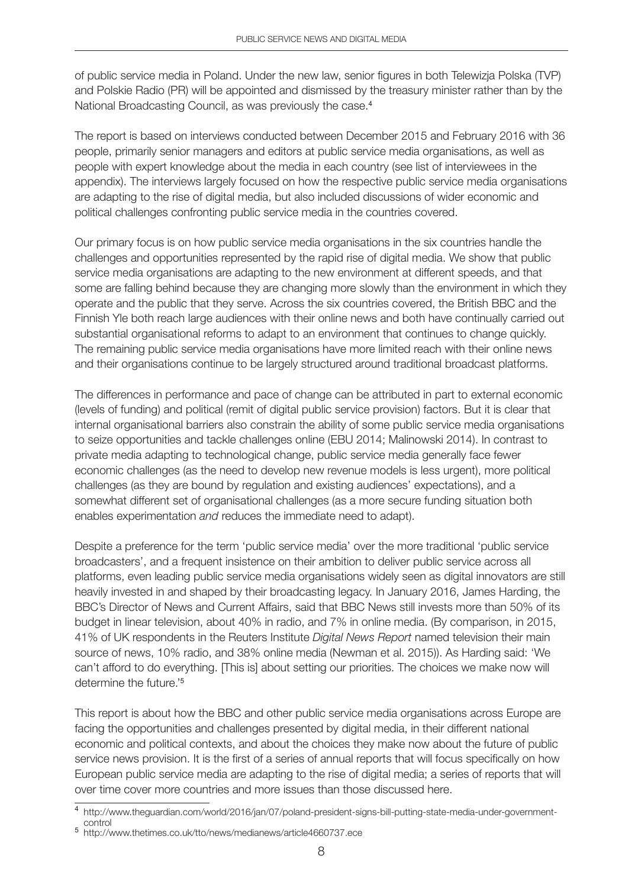of public service media in Poland. Under the new law, senior figures in both Telewizja Polska (TVP) and Polskie Radio (PR) will be appointed and dismissed by the treasury minister rather than by the National Broadcasting Council, as was previously the case.[4]

The report is based on interviews conducted between December 2015 and February 2016 with 36 people, primarily senior managers and editors at public service media organisations, as well as people with expert knowledge about the media in each country (see list of interviewees in the appendix). The interviews largely focused on how the respective public service media organisations are adapting to the rise of digital media, but also included discussions of wider economic and political challenges confronting public service media in the countries covered.

Our primary focus is on how public service media organisations in the six countries handle the challenges and opportunities represented by the rapid rise of digital media. We show that public service media organisations are adapting to the new environment at different speeds, and that some are falling behind because they are changing more slowly than the environment in which they operate and the public that they serve. Across the six countries covered, the British BBC and the Finnish Yle both reach large audiences with their online news and both have continually carried out substantial organisational reforms to adapt to an environment that continues to change quickly. The remaining public service media organisations have more limited reach with their online news and their organisations continue to be largely structured around traditional broadcast platforms.

The differences in performance and pace of change can be attributed in part to external economic (levels of funding) and political (remit of digital public service provision) factors. But it is clear that internal organisational barriers also constrain the ability of some public service media organisations to seize opportunities and tackle challenges online (EBU 2014; Malinowski 2014). In contrast to private media adapting to technological change, public service media generally face fewer economic challenges (as the need to develop new revenue models is less urgent), more political challenges (as they are bound by regulation and existing audiences' expectations), and a somewhat different set of organisational challenges (as a more secure funding situation both enables experimentation *and* reduces the immediate need to adapt).

Despite a preference for the term 'public service media' over the more traditional 'public service broadcasters', and a frequent insistence on their ambition to deliver public service across all platforms, even leading public service media organisations widely seen as digital innovators are still heavily invested in and shaped by their broadcasting legacy. In January 2016, James Harding, the BBC's Director of News and Current Affairs, said that BBC News still invests more than 50% of its budget in linear television, about 40% in radio, and 7% in online media. (By comparison, in 2015, 41% of UK respondents in the Reuters Institute *Digital News Report* named television their main source of news, 10% radio, and 38% online media (Newman et al. 2015)). As Harding said: 'We can't afford to do everything. [This is] about setting our priorities. The choices we make now will determine the future.'[5]

This report is about how the BBC and other public service media organisations across Europe are facing the opportunities and challenges presented by digital media, in their different national economic and political contexts, and about the choices they make now about the future of public service news provision. It is the first of a series of annual reports that will focus specifically on how European public service media are adapting to the rise of digital media; a series of reports that will over time cover more countries and more issues than those discussed here.

---

[4] http://www.theguardian.com/world/2016/jan/07/poland-president-signs-bill-putting-state-media-under-government-control

[5] http://www.thetimes.co.uk/tto/news/medianews/article4660737.ece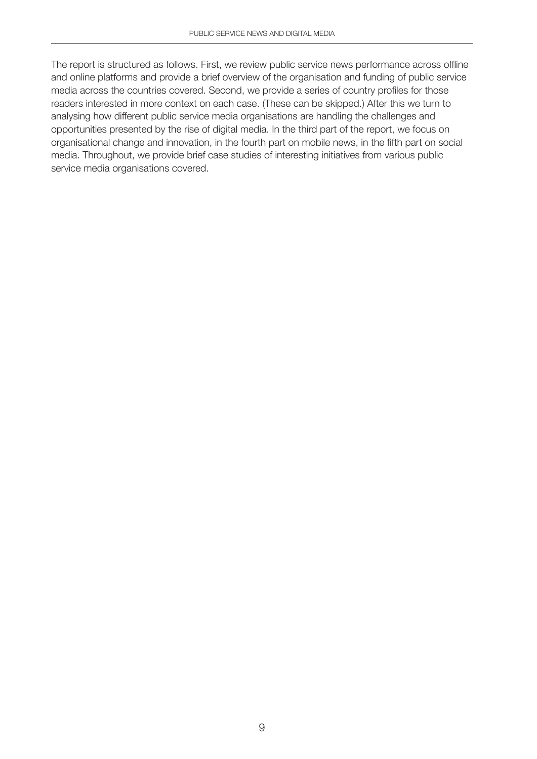The report is structured as follows. First, we review public service news performance across offline and online platforms and provide a brief overview of the organisation and funding of public service media across the countries covered. Second, we provide a series of country profiles for those readers interested in more context on each case. (These can be skipped.) After this we turn to analysing how different public service media organisations are handling the challenges and opportunities presented by the rise of digital media. In the third part of the report, we focus on organisational change and innovation, in the fourth part on mobile news, in the fifth part on social media. Throughout, we provide brief case studies of interesting initiatives from various public service media organisations covered.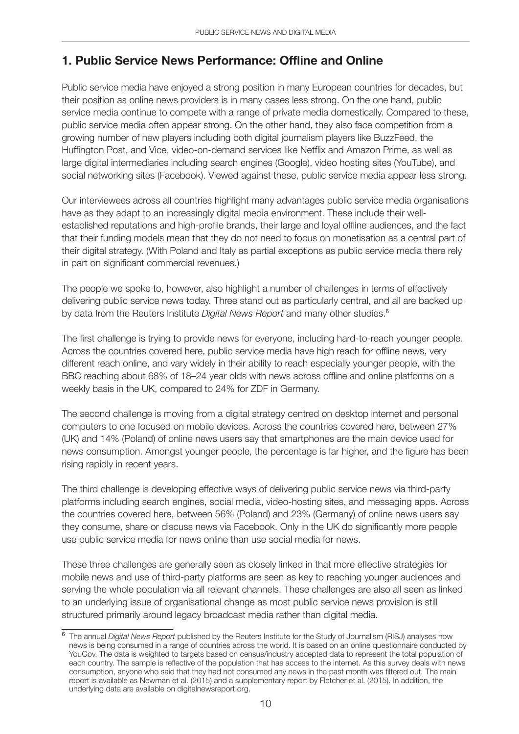## 1. Public Service News Performance: Offline and Online

Public service media have enjoyed a strong position in many European countries for decades, but their position as online news providers is in many cases less strong. On the one hand, public service media continue to compete with a range of private media domestically. Compared to these, public service media often appear strong. On the other hand, they also face competition from a growing number of new players including both digital journalism players like BuzzFeed, the Huffington Post, and Vice, video-on-demand services like Netflix and Amazon Prime, as well as large digital intermediaries including search engines (Google), video hosting sites (YouTube), and social networking sites (Facebook). Viewed against these, public service media appear less strong.

Our interviewees across all countries highlight many advantages public service media organisations have as they adapt to an increasingly digital media environment. These include their well-established reputations and high-profile brands, their large and loyal offline audiences, and the fact that their funding models mean that they do not need to focus on monetisation as a central part of their digital strategy. (With Poland and Italy as partial exceptions as public service media there rely in part on significant commercial revenues.)

The people we spoke to, however, also highlight a number of challenges in terms of effectively delivering public service news today. Three stand out as particularly central, and all are backed up by data from the Reuters Institute *Digital News Report* and many other studies.[6]

The first challenge is trying to provide news for everyone, including hard-to-reach younger people. Across the countries covered here, public service media have high reach for offline news, very different reach online, and vary widely in their ability to reach especially younger people, with the BBC reaching about 68% of 18–24 year olds with news across offline and online platforms on a weekly basis in the UK, compared to 24% for ZDF in Germany.

The second challenge is moving from a digital strategy centred on desktop internet and personal computers to one focused on mobile devices. Across the countries covered here, between 27% (UK) and 14% (Poland) of online news users say that smartphones are the main device used for news consumption. Amongst younger people, the percentage is far higher, and the figure has been rising rapidly in recent years.

The third challenge is developing effective ways of delivering public service news via third-party platforms including search engines, social media, video-hosting sites, and messaging apps. Across the countries covered here, between 56% (Poland) and 23% (Germany) of online news users say they consume, share or discuss news via Facebook. Only in the UK do significantly more people use public service media for news online than use social media for news.

These three challenges are generally seen as closely linked in that more effective strategies for mobile news and use of third-party platforms are seen as key to reaching younger audiences and serving the whole population via all relevant channels. These challenges are also all seen as linked to an underlying issue of organisational change as most public service news provision is still structured primarily around legacy broadcast media rather than digital media.

---

[6] The annual *Digital News Report* published by the Reuters Institute for the Study of Journalism (RISJ) analyses how news is being consumed in a range of countries across the world. It is based on an online questionnaire conducted by YouGov. The data is weighted to targets based on census/industry accepted data to represent the total population of each country. The sample is reflective of the population that has access to the internet. As this survey deals with news consumption, anyone who said that they had not consumed any news in the past month was filtered out. The main report is available as Newman et al. (2015) and a supplementary report by Fletcher et al. (2015). In addition, the underlying data are available on digitalnewsreport.org.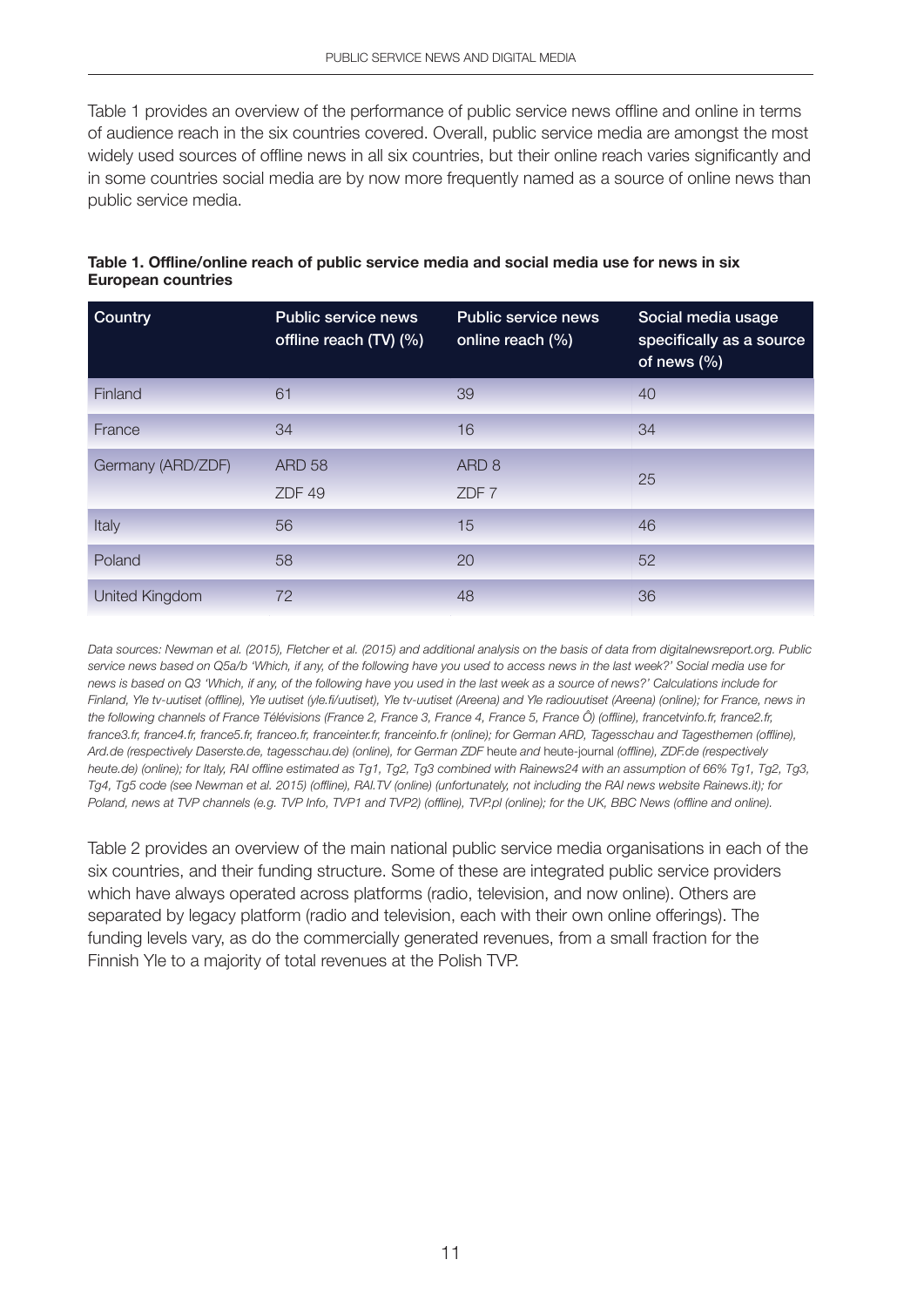Table 1 provides an overview of the performance of public service news offline and online in terms of audience reach in the six countries covered. Overall, public service media are amongst the most widely used sources of offline news in all six countries, but their online reach varies significantly and in some countries social media are by now more frequently named as a source of online news than public service media.

**Table 1. Offline/online reach of public service media and social media use for news in six European countries**

| Country | Public service news offline reach (TV) (%) | Public service news online reach (%) | Social media usage specifically as a source of news (%) |
|---|---|---|---|
| Finland | 61 | 39 | 40 |
| France | 34 | 16 | 34 |
| Germany (ARD/ZDF) | ARD 58<br>ZDF 49 | ARD 8<br>ZDF 7 | 25 |
| Italy | 56 | 15 | 46 |
| Poland | 58 | 20 | 52 |
| United Kingdom | 72 | 48 | 36 |

*Data sources: Newman et al. (2015), Fletcher et al. (2015) and additional analysis on the basis of data from digitalnewsreport.org. Public service news based on Q5a/b 'Which, if any, of the following have you used to access news in the last week?' Social media use for news is based on Q3 'Which, if any, of the following have you used in the last week as a source of news?' Calculations include for Finland, Yle tv-uutiset (offline), Yle uutiset (yle.fi/uutiset), Yle tv-uutiset (Areena) and Yle radiouutiset (Areena) (online); for France, news in the following channels of France Télévisions (France 2, France 3, France 4, France 5, France Ô) (offline), francetvinfo.fr, france2.fr, france3.fr, france4.fr, france5.fr, franceo.fr, franceinter.fr, franceinfo.fr (online); for German ARD, Tagesschau and Tagesthemen (offline), Ard.de (respectively Daserste.de, tagesschau.de) (online), for German ZDF* heute *and* heute-journal *(offline), ZDF.de (respectively heute.de) (online); for Italy, RAI offline estimated as Tg1, Tg2, Tg3 combined with Rainews24 with an assumption of 66% Tg1, Tg2, Tg3, Tg4, Tg5 code (see Newman et al. 2015) (offline), RAI.TV (online) (unfortunately, not including the RAI news website Rainews.it); for Poland, news at TVP channels (e.g. TVP Info, TVP1 and TVP2) (offline), TVP.pl (online); for the UK, BBC News (offline and online).*

Table 2 provides an overview of the main national public service media organisations in each of the six countries, and their funding structure. Some of these are integrated public service providers which have always operated across platforms (radio, television, and now online). Others are separated by legacy platform (radio and television, each with their own online offerings). The funding levels vary, as do the commercially generated revenues, from a small fraction for the Finnish Yle to a majority of total revenues at the Polish TVP.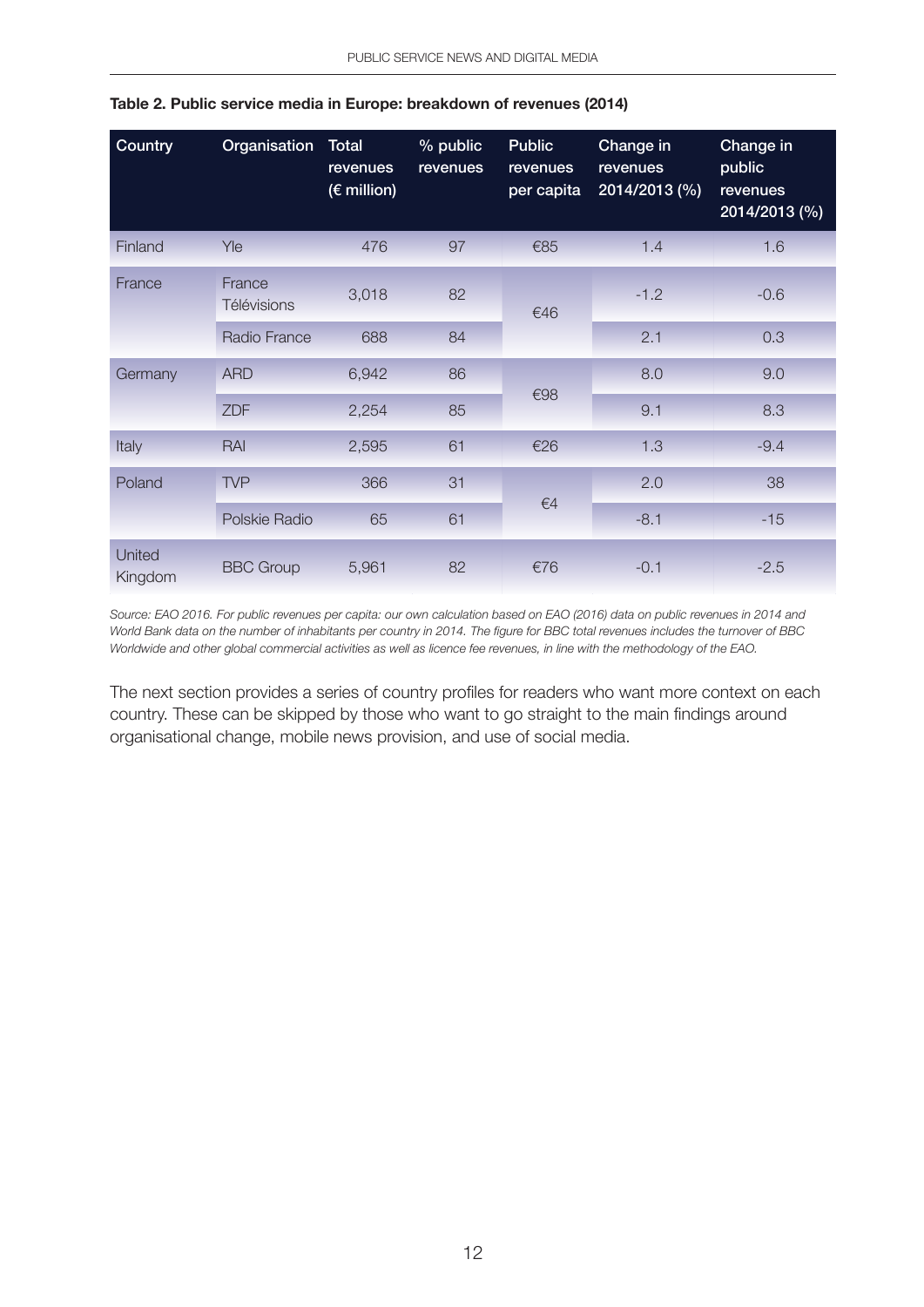**Table 2. Public service media in Europe: breakdown of revenues (2014)**

| Country | Organisation | Total revenues (€ million) | % public revenues | Public revenues per capita | Change in revenues 2014/2013 (%) | Change in public revenues 2014/2013 (%) |
|---|---|---|---|---|---|---|
| Finland | Yle | 476 | 97 | €85 | 1.4 | 1.6 |
| France | France Télévisions | 3,018 | 82 | €46 | -1.2 | -0.6 |
| | Radio France | 688 | 84 | | 2.1 | 0.3 |
| Germany | ARD | 6,942 | 86 | €98 | 8.0 | 9.0 |
| | ZDF | 2,254 | 85 | | 9.1 | 8.3 |
| Italy | RAI | 2,595 | 61 | €26 | 1.3 | -9.4 |
| Poland | TVP | 366 | 31 | €4 | 2.0 | 38 |
| | Polskie Radio | 65 | 61 | | -8.1 | -15 |
| United Kingdom | BBC Group | 5,961 | 82 | €76 | -0.1 | -2.5 |

*Source: EAO 2016. For public revenues per capita: our own calculation based on EAO (2016) data on public revenues in 2014 and World Bank data on the number of inhabitants per country in 2014. The figure for BBC total revenues includes the turnover of BBC Worldwide and other global commercial activities as well as licence fee revenues, in line with the methodology of the EAO.*

The next section provides a series of country profiles for readers who want more context on each country. These can be skipped by those who want to go straight to the main findings around organisational change, mobile news provision, and use of social media.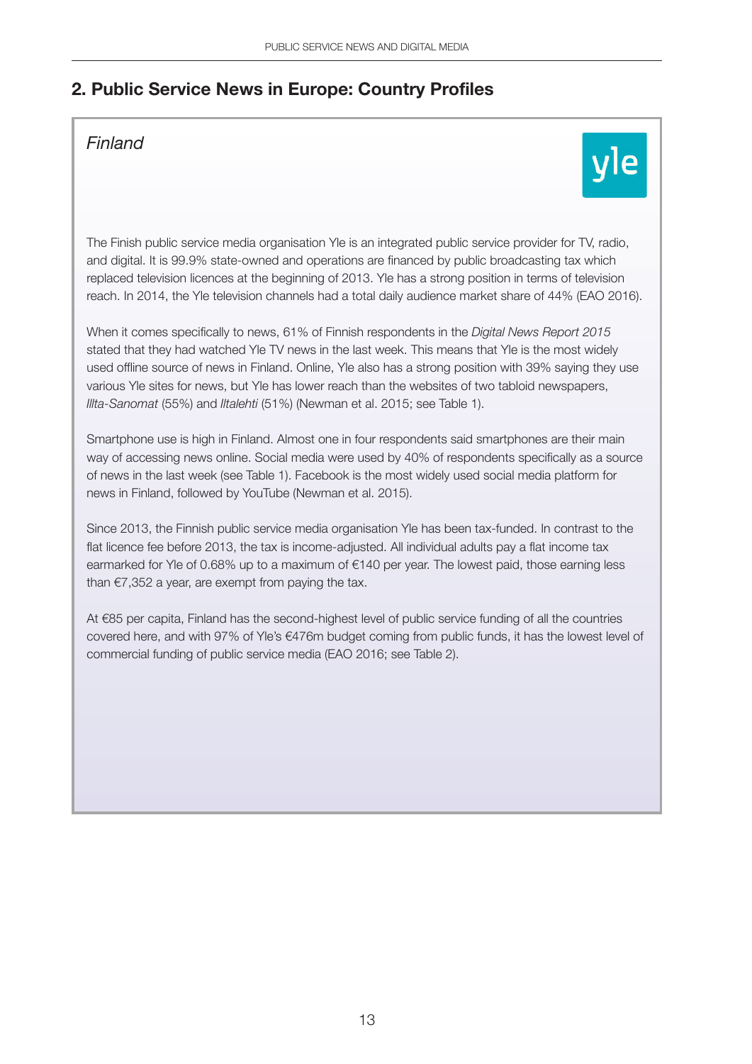## 2. Public Service News in Europe: Country Profiles

### *Finland*

The Finish public service media organisation Yle is an integrated public service provider for TV, radio, and digital. It is 99.9% state-owned and operations are financed by public broadcasting tax which replaced television licences at the beginning of 2013. Yle has a strong position in terms of television reach. In 2014, the Yle television channels had a total daily audience market share of 44% (EAO 2016).

When it comes specifically to news, 61% of Finnish respondents in the *Digital News Report 2015* stated that they had watched Yle TV news in the last week. This means that Yle is the most widely used offline source of news in Finland. Online, Yle also has a strong position with 39% saying they use various Yle sites for news, but Yle has lower reach than the websites of two tabloid newspapers, *Illta-Sanomat* (55%) and *Iltalehti* (51%) (Newman et al. 2015; see Table 1).

Smartphone use is high in Finland. Almost one in four respondents said smartphones are their main way of accessing news online. Social media were used by 40% of respondents specifically as a source of news in the last week (see Table 1). Facebook is the most widely used social media platform for news in Finland, followed by YouTube (Newman et al. 2015).

Since 2013, the Finnish public service media organisation Yle has been tax-funded. In contrast to the flat licence fee before 2013, the tax is income-adjusted. All individual adults pay a flat income tax earmarked for Yle of 0.68% up to a maximum of €140 per year. The lowest paid, those earning less than €7,352 a year, are exempt from paying the tax.

At €85 per capita, Finland has the second-highest level of public service funding of all the countries covered here, and with 97% of Yle's €476m budget coming from public funds, it has the lowest level of commercial funding of public service media (EAO 2016; see Table 2).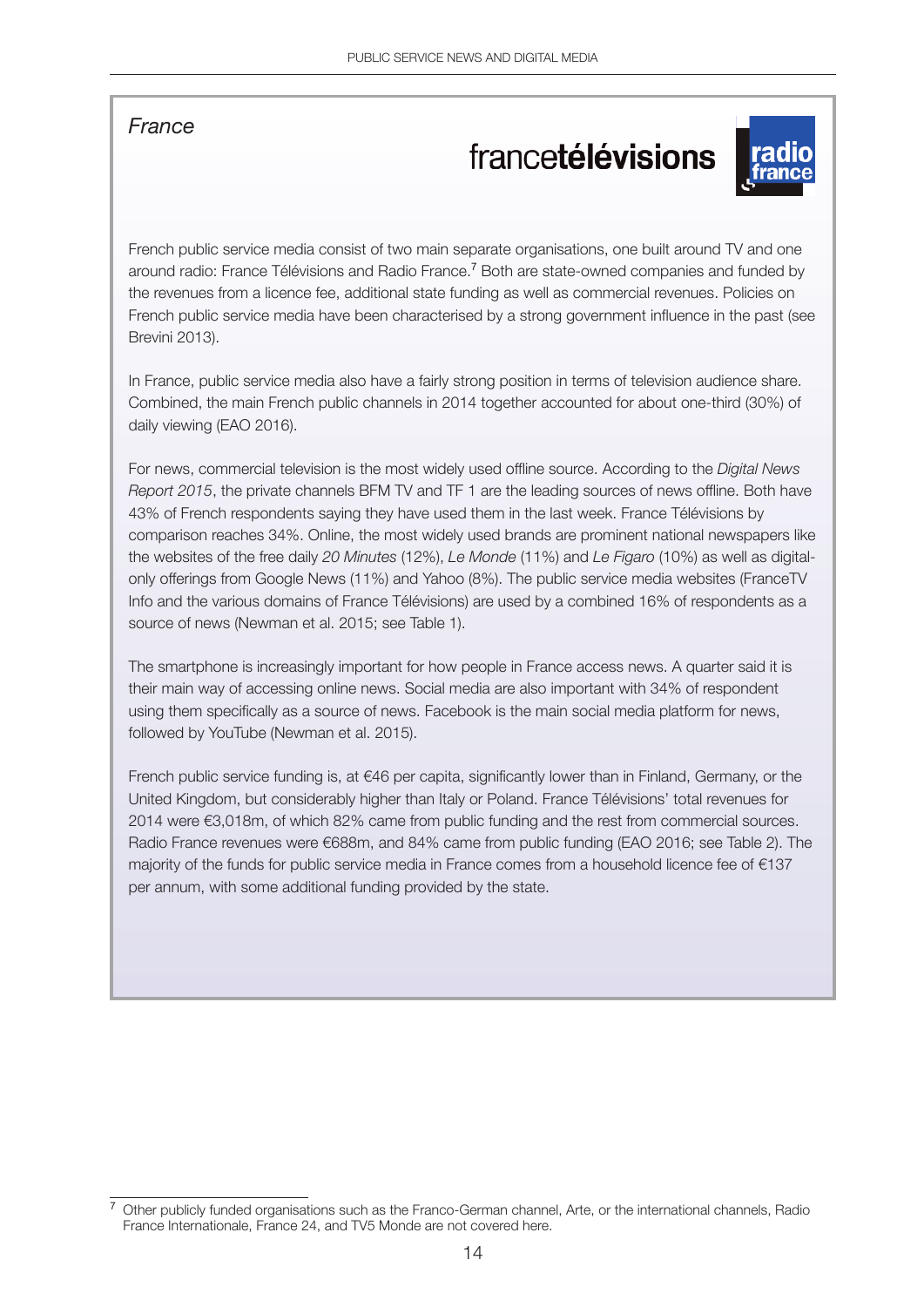*France*

French public service media consist of two main separate organisations, one built around TV and one around radio: France Télévisions and Radio France.[7] Both are state-owned companies and funded by the revenues from a licence fee, additional state funding as well as commercial revenues. Policies on French public service media have been characterised by a strong government influence in the past (see Brevini 2013).

In France, public service media also have a fairly strong position in terms of television audience share. Combined, the main French public channels in 2014 together accounted for about one-third (30%) of daily viewing (EAO 2016).

For news, commercial television is the most widely used offline source. According to the *Digital News Report 2015*, the private channels BFM TV and TF 1 are the leading sources of news offline. Both have 43% of French respondents saying they have used them in the last week. France Télévisions by comparison reaches 34%. Online, the most widely used brands are prominent national newspapers like the websites of the free daily *20 Minutes* (12%), *Le Monde* (11%) and *Le Figaro* (10%) as well as digital-only offerings from Google News (11%) and Yahoo (8%). The public service media websites (FranceTV Info and the various domains of France Télévisions) are used by a combined 16% of respondents as a source of news (Newman et al. 2015; see Table 1).

The smartphone is increasingly important for how people in France access news. A quarter said it is their main way of accessing online news. Social media are also important with 34% of respondent using them specifically as a source of news. Facebook is the main social media platform for news, followed by YouTube (Newman et al. 2015).

French public service funding is, at €46 per capita, significantly lower than in Finland, Germany, or the United Kingdom, but considerably higher than Italy or Poland. France Télévisions' total revenues for 2014 were €3,018m, of which 82% came from public funding and the rest from commercial sources. Radio France revenues were €688m, and 84% came from public funding (EAO 2016; see Table 2). The majority of the funds for public service media in France comes from a household licence fee of €137 per annum, with some additional funding provided by the state.

[7] Other publicly funded organisations such as the Franco-German channel, Arte, or the international channels, Radio France Internationale, France 24, and TV5 Monde are not covered here.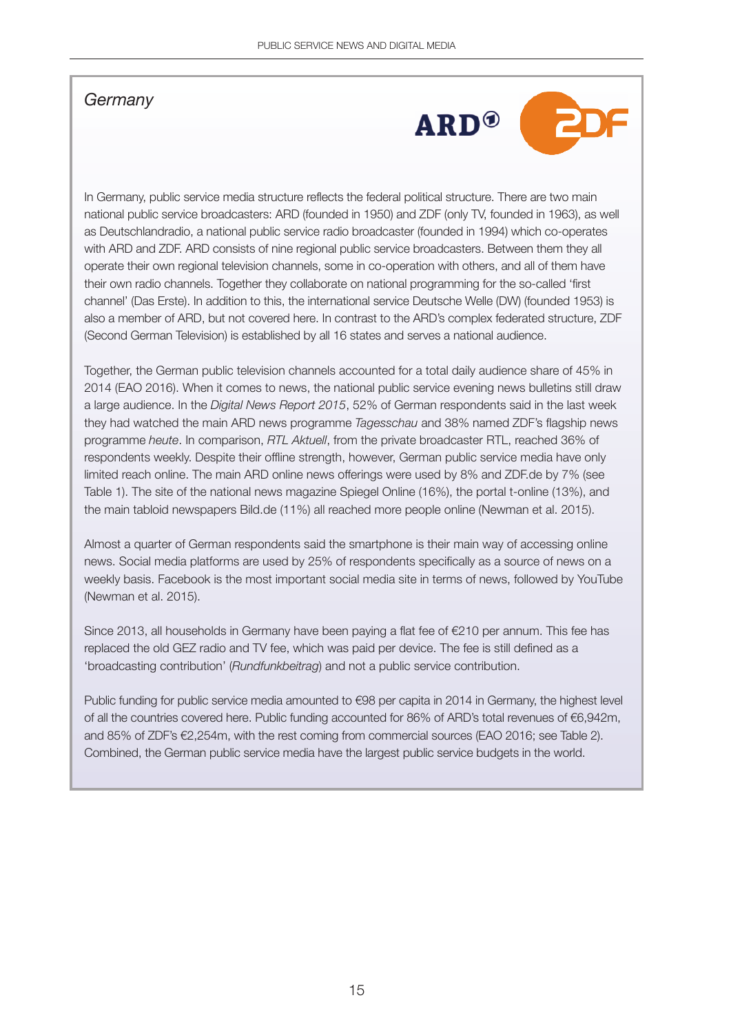## *Germany*

In Germany, public service media structure reflects the federal political structure. There are two main national public service broadcasters: ARD (founded in 1950) and ZDF (only TV, founded in 1963), as well as Deutschlandradio, a national public service radio broadcaster (founded in 1994) which co-operates with ARD and ZDF. ARD consists of nine regional public service broadcasters. Between them they all operate their own regional television channels, some in co-operation with others, and all of them have their own radio channels. Together they collaborate on national programming for the so-called 'first channel' (Das Erste). In addition to this, the international service Deutsche Welle (DW) (founded 1953) is also a member of ARD, but not covered here. In contrast to the ARD's complex federated structure, ZDF (Second German Television) is established by all 16 states and serves a national audience.

Together, the German public television channels accounted for a total daily audience share of 45% in 2014 (EAO 2016). When it comes to news, the national public service evening news bulletins still draw a large audience. In the *Digital News Report 2015*, 52% of German respondents said in the last week they had watched the main ARD news programme *Tagesschau* and 38% named ZDF's flagship news programme *heute*. In comparison, *RTL Aktuell*, from the private broadcaster RTL, reached 36% of respondents weekly. Despite their offline strength, however, German public service media have only limited reach online. The main ARD online news offerings were used by 8% and ZDF.de by 7% (see Table 1). The site of the national news magazine Spiegel Online (16%), the portal t-online (13%), and the main tabloid newspapers Bild.de (11%) all reached more people online (Newman et al. 2015).

Almost a quarter of German respondents said the smartphone is their main way of accessing online news. Social media platforms are used by 25% of respondents specifically as a source of news on a weekly basis. Facebook is the most important social media site in terms of news, followed by YouTube (Newman et al. 2015).

Since 2013, all households in Germany have been paying a flat fee of €210 per annum. This fee has replaced the old GEZ radio and TV fee, which was paid per device. The fee is still defined as a 'broadcasting contribution' (*Rundfunkbeitrag*) and not a public service contribution.

Public funding for public service media amounted to €98 per capita in 2014 in Germany, the highest level of all the countries covered here. Public funding accounted for 86% of ARD's total revenues of €6,942m, and 85% of ZDF's €2,254m, with the rest coming from commercial sources (EAO 2016; see Table 2). Combined, the German public service media have the largest public service budgets in the world.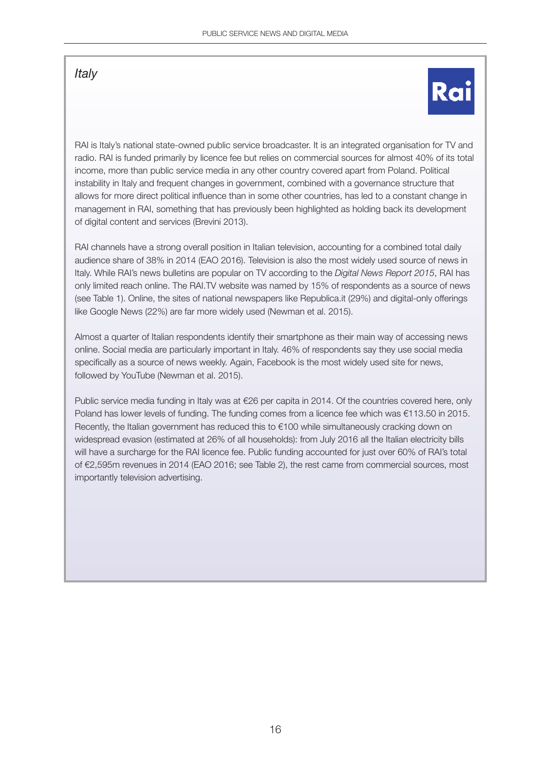## *Italy*

RAI is Italy's national state-owned public service broadcaster. It is an integrated organisation for TV and radio. RAI is funded primarily by licence fee but relies on commercial sources for almost 40% of its total income, more than public service media in any other country covered apart from Poland. Political instability in Italy and frequent changes in government, combined with a governance structure that allows for more direct political influence than in some other countries, has led to a constant change in management in RAI, something that has previously been highlighted as holding back its development of digital content and services (Brevini 2013).

RAI channels have a strong overall position in Italian television, accounting for a combined total daily audience share of 38% in 2014 (EAO 2016). Television is also the most widely used source of news in Italy. While RAI's news bulletins are popular on TV according to the *Digital News Report 2015*, RAI has only limited reach online. The RAI.TV website was named by 15% of respondents as a source of news (see Table 1). Online, the sites of national newspapers like Republica.it (29%) and digital-only offerings like Google News (22%) are far more widely used (Newman et al. 2015).

Almost a quarter of Italian respondents identify their smartphone as their main way of accessing news online. Social media are particularly important in Italy. 46% of respondents say they use social media specifically as a source of news weekly. Again, Facebook is the most widely used site for news, followed by YouTube (Newman et al. 2015).

Public service media funding in Italy was at €26 per capita in 2014. Of the countries covered here, only Poland has lower levels of funding. The funding comes from a licence fee which was €113.50 in 2015. Recently, the Italian government has reduced this to €100 while simultaneously cracking down on widespread evasion (estimated at 26% of all households): from July 2016 all the Italian electricity bills will have a surcharge for the RAI licence fee. Public funding accounted for just over 60% of RAI's total of €2,595m revenues in 2014 (EAO 2016; see Table 2), the rest came from commercial sources, most importantly television advertising.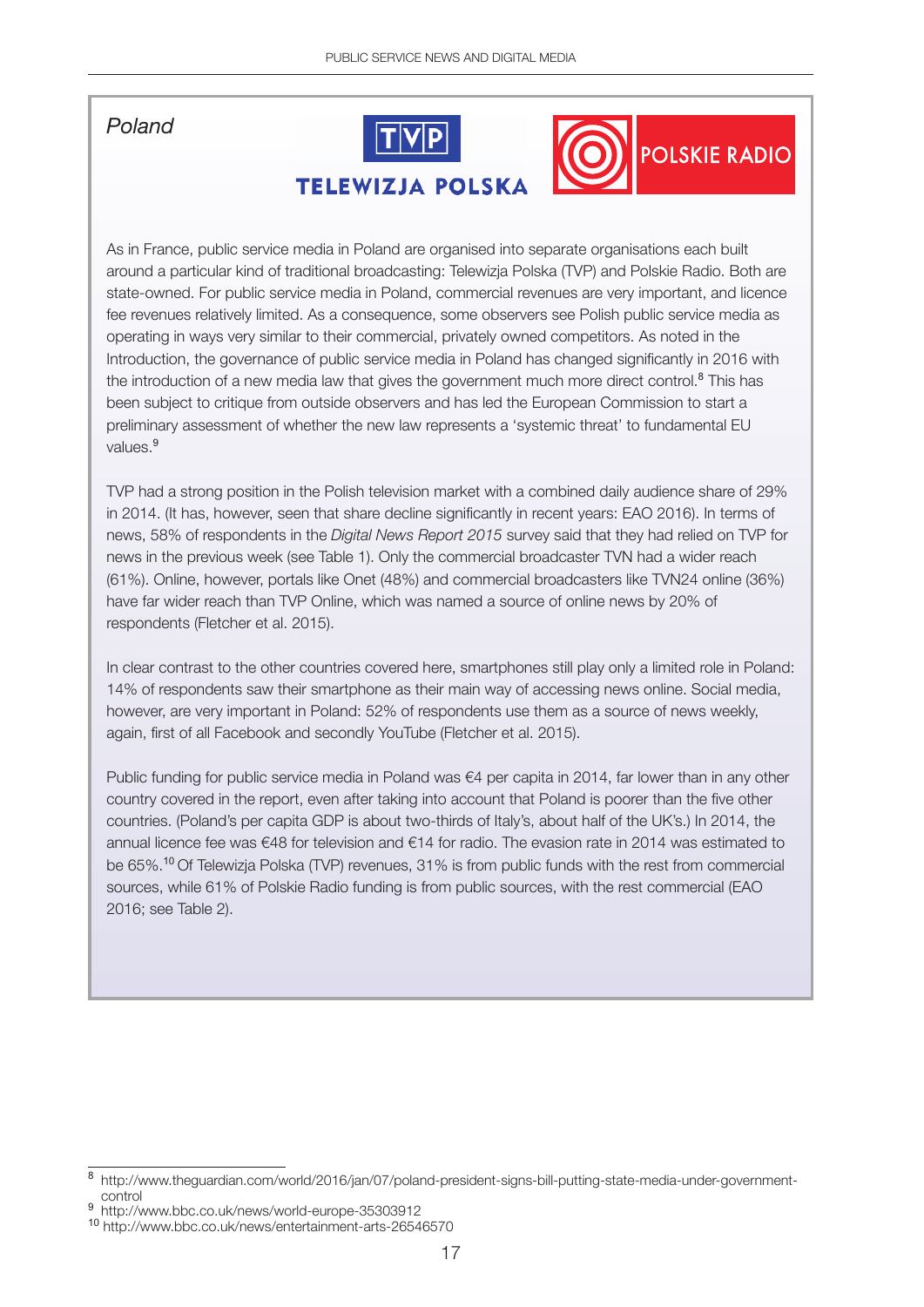*Poland*

TVP
TELEWIZJA POLSKA

POLSKIE RADIO

As in France, public service media in Poland are organised into separate organisations each built around a particular kind of traditional broadcasting: Telewizja Polska (TVP) and Polskie Radio. Both are state-owned. For public service media in Poland, commercial revenues are very important, and licence fee revenues relatively limited. As a consequence, some observers see Polish public service media as operating in ways very similar to their commercial, privately owned competitors. As noted in the Introduction, the governance of public service media in Poland has changed significantly in 2016 with the introduction of a new media law that gives the government much more direct control.[8] This has been subject to critique from outside observers and has led the European Commission to start a preliminary assessment of whether the new law represents a 'systemic threat' to fundamental EU values.[9]

TVP had a strong position in the Polish television market with a combined daily audience share of 29% in 2014. (It has, however, seen that share decline significantly in recent years: EAO 2016). In terms of news, 58% of respondents in the *Digital News Report 2015* survey said that they had relied on TVP for news in the previous week (see Table 1). Only the commercial broadcaster TVN had a wider reach (61%). Online, however, portals like Onet (48%) and commercial broadcasters like TVN24 online (36%) have far wider reach than TVP Online, which was named a source of online news by 20% of respondents (Fletcher et al. 2015).

In clear contrast to the other countries covered here, smartphones still play only a limited role in Poland: 14% of respondents saw their smartphone as their main way of accessing news online. Social media, however, are very important in Poland: 52% of respondents use them as a source of news weekly, again, first of all Facebook and secondly YouTube (Fletcher et al. 2015).

Public funding for public service media in Poland was €4 per capita in 2014, far lower than in any other country covered in the report, even after taking into account that Poland is poorer than the five other countries. (Poland's per capita GDP is about two-thirds of Italy's, about half of the UK's.) In 2014, the annual licence fee was €48 for television and €14 for radio. The evasion rate in 2014 was estimated to be 65%.[10] Of Telewizja Polska (TVP) revenues, 31% is from public funds with the rest from commercial sources, while 61% of Polskie Radio funding is from public sources, with the rest commercial (EAO 2016; see Table 2).

---

[8] http://www.theguardian.com/world/2016/jan/07/poland-president-signs-bill-putting-state-media-under-government-control

[9] http://www.bbc.co.uk/news/world-europe-35303912

[10] http://www.bbc.co.uk/news/entertainment-arts-26546570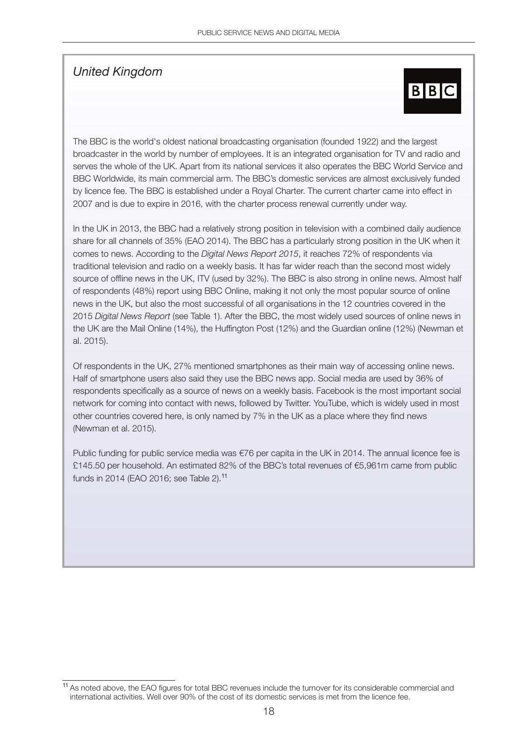## *United Kingdom*

The BBC is the world's oldest national broadcasting organisation (founded 1922) and the largest broadcaster in the world by number of employees. It is an integrated organisation for TV and radio and serves the whole of the UK. Apart from its national services it also operates the BBC World Service and BBC Worldwide, its main commercial arm. The BBC's domestic services are almost exclusively funded by licence fee. The BBC is established under a Royal Charter. The current charter came into effect in 2007 and is due to expire in 2016, with the charter process renewal currently under way.

In the UK in 2013, the BBC had a relatively strong position in television with a combined daily audience share for all channels of 35% (EAO 2014). The BBC has a particularly strong position in the UK when it comes to news. According to the *Digital News Report 2015*, it reaches 72% of respondents via traditional television and radio on a weekly basis. It has far wider reach than the second most widely source of offline news in the UK, ITV (used by 32%). The BBC is also strong in online news. Almost half of respondents (48%) report using BBC Online, making it not only the most popular source of online news in the UK, but also the most successful of all organisations in the 12 countries covered in the 2015 *Digital News Report* (see Table 1). After the BBC, the most widely used sources of online news in the UK are the Mail Online (14%), the Huffington Post (12%) and the Guardian online (12%) (Newman et al. 2015).

Of respondents in the UK, 27% mentioned smartphones as their main way of accessing online news. Half of smartphone users also said they use the BBC news app. Social media are used by 36% of respondents specifically as a source of news on a weekly basis. Facebook is the most important social network for coming into contact with news, followed by Twitter. YouTube, which is widely used in most other countries covered here, is only named by 7% in the UK as a place where they find news (Newman et al. 2015).

Public funding for public service media was €76 per capita in the UK in 2014. The annual licence fee is £145.50 per household. An estimated 82% of the BBC's total revenues of €5,961m came from public funds in 2014 (EAO 2016; see Table 2).[11]

[11] As noted above, the EAO figures for total BBC revenues include the turnover for its considerable commercial and international activities. Well over 90% of the cost of its domestic services is met from the licence fee.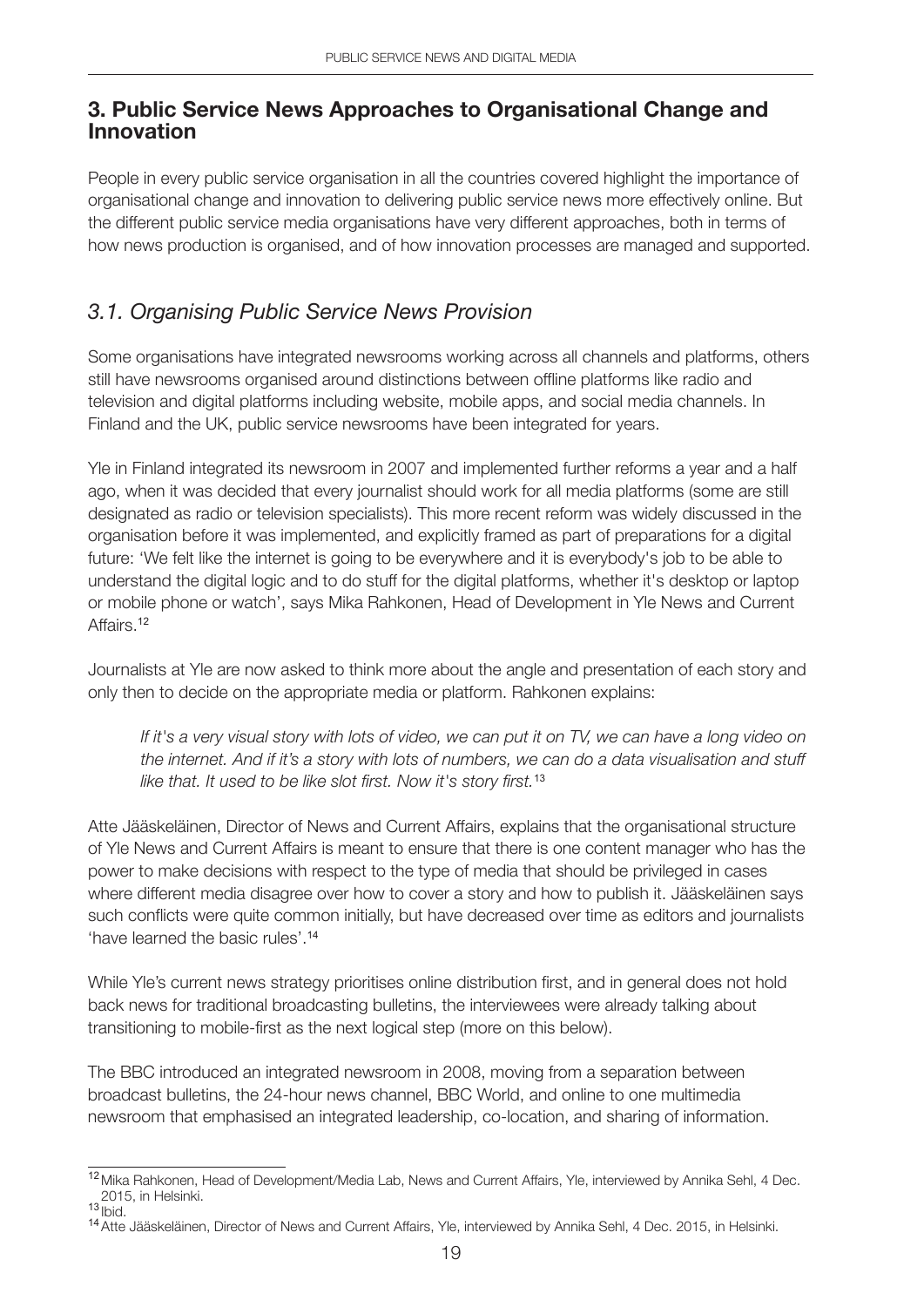## 3. Public Service News Approaches to Organisational Change and Innovation

People in every public service organisation in all the countries covered highlight the importance of organisational change and innovation to delivering public service news more effectively online. But the different public service media organisations have very different approaches, both in terms of how news production is organised, and of how innovation processes are managed and supported.

### *3.1. Organising Public Service News Provision*

Some organisations have integrated newsrooms working across all channels and platforms, others still have newsrooms organised around distinctions between offline platforms like radio and television and digital platforms including website, mobile apps, and social media channels. In Finland and the UK, public service newsrooms have been integrated for years.

Yle in Finland integrated its newsroom in 2007 and implemented further reforms a year and a half ago, when it was decided that every journalist should work for all media platforms (some are still designated as radio or television specialists). This more recent reform was widely discussed in the organisation before it was implemented, and explicitly framed as part of preparations for a digital future: 'We felt like the internet is going to be everywhere and it is everybody's job to be able to understand the digital logic and to do stuff for the digital platforms, whether it's desktop or laptop or mobile phone or watch', says Mika Rahkonen, Head of Development in Yle News and Current Affairs.[12]

Journalists at Yle are now asked to think more about the angle and presentation of each story and only then to decide on the appropriate media or platform. Rahkonen explains:

> *If it's a very visual story with lots of video, we can put it on TV, we can have a long video on the internet. And if it's a story with lots of numbers, we can do a data visualisation and stuff like that. It used to be like slot first. Now it's story first.*[13]

Atte Jääskeläinen, Director of News and Current Affairs, explains that the organisational structure of Yle News and Current Affairs is meant to ensure that there is one content manager who has the power to make decisions with respect to the type of media that should be privileged in cases where different media disagree over how to cover a story and how to publish it. Jääskeläinen says such conflicts were quite common initially, but have decreased over time as editors and journalists 'have learned the basic rules'.[14]

While Yle's current news strategy prioritises online distribution first, and in general does not hold back news for traditional broadcasting bulletins, the interviewees were already talking about transitioning to mobile-first as the next logical step (more on this below).

The BBC introduced an integrated newsroom in 2008, moving from a separation between broadcast bulletins, the 24-hour news channel, BBC World, and online to one multimedia newsroom that emphasised an integrated leadership, co-location, and sharing of information.

---

[12] Mika Rahkonen, Head of Development/Media Lab, News and Current Affairs, Yle, interviewed by Annika Sehl, 4 Dec. 2015, in Helsinki.

[13] Ibid.

[14] Atte Jääskeläinen, Director of News and Current Affairs, Yle, interviewed by Annika Sehl, 4 Dec. 2015, in Helsinki.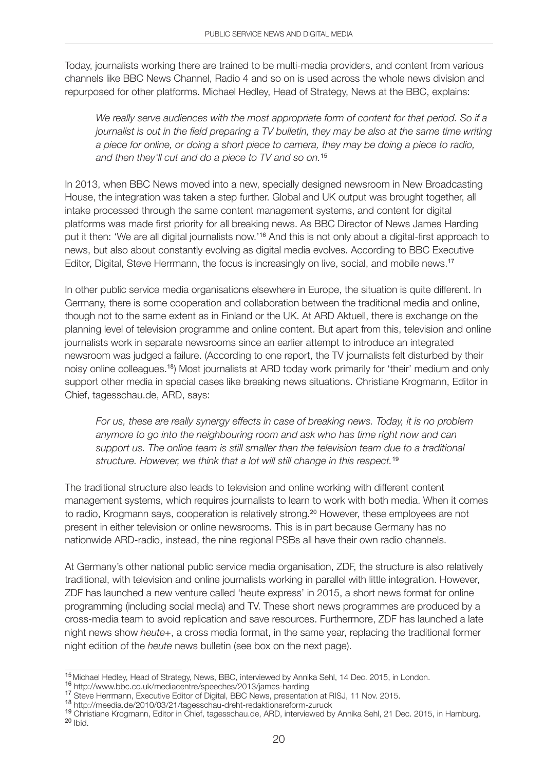Today, journalists working there are trained to be multi-media providers, and content from various channels like BBC News Channel, Radio 4 and so on is used across the whole news division and repurposed for other platforms. Michael Hedley, Head of Strategy, News at the BBC, explains:

> *We really serve audiences with the most appropriate form of content for that period. So if a journalist is out in the field preparing a TV bulletin, they may be also at the same time writing a piece for online, or doing a short piece to camera, they may be doing a piece to radio, and then they'll cut and do a piece to TV and so on.*[15]

In 2013, when BBC News moved into a new, specially designed newsroom in New Broadcasting House, the integration was taken a step further. Global and UK output was brought together, all intake processed through the same content management systems, and content for digital platforms was made first priority for all breaking news. As BBC Director of News James Harding put it then: 'We are all digital journalists now.'[16] And this is not only about a digital-first approach to news, but also about constantly evolving as digital media evolves. According to BBC Executive Editor, Digital, Steve Herrmann, the focus is increasingly on live, social, and mobile news.[17]

In other public service media organisations elsewhere in Europe, the situation is quite different. In Germany, there is some cooperation and collaboration between the traditional media and online, though not to the same extent as in Finland or the UK. At ARD Aktuell, there is exchange on the planning level of television programme and online content. But apart from this, television and online journalists work in separate newsrooms since an earlier attempt to introduce an integrated newsroom was judged a failure. (According to one report, the TV journalists felt disturbed by their noisy online colleagues.[18]) Most journalists at ARD today work primarily for 'their' medium and only support other media in special cases like breaking news situations. Christiane Krogmann, Editor in Chief, tagesschau.de, ARD, says:

> *For us, these are really synergy effects in case of breaking news. Today, it is no problem anymore to go into the neighbouring room and ask who has time right now and can support us. The online team is still smaller than the television team due to a traditional structure. However, we think that a lot will still change in this respect.*[19]

The traditional structure also leads to television and online working with different content management systems, which requires journalists to learn to work with both media. When it comes to radio, Krogmann says, cooperation is relatively strong.[20] However, these employees are not present in either television or online newsrooms. This is in part because Germany has no nationwide ARD-radio, instead, the nine regional PSBs all have their own radio channels.

At Germany's other national public service media organisation, ZDF, the structure is also relatively traditional, with television and online journalists working in parallel with little integration. However, ZDF has launched a new venture called 'heute express' in 2015, a short news format for online programming (including social media) and TV. These short news programmes are produced by a cross-media team to avoid replication and save resources. Furthermore, ZDF has launched a late night news show *heute+*, a cross media format, in the same year, replacing the traditional former night edition of the *heute* news bulletin (see box on the next page).

---

[15] Michael Hedley, Head of Strategy, News, BBC, interviewed by Annika Sehl, 14 Dec. 2015, in London.
[16] http://www.bbc.co.uk/mediacentre/speeches/2013/james-harding
[17] Steve Herrmann, Executive Editor of Digital, BBC News, presentation at RISJ, 11 Nov. 2015.
[18] http://meedia.de/2010/03/21/tagesschau-dreht-redaktionsreform-zuruck
[19] Christiane Krogmann, Editor in Chief, tagesschau.de, ARD, interviewed by Annika Sehl, 21 Dec. 2015, in Hamburg.
[20] Ibid.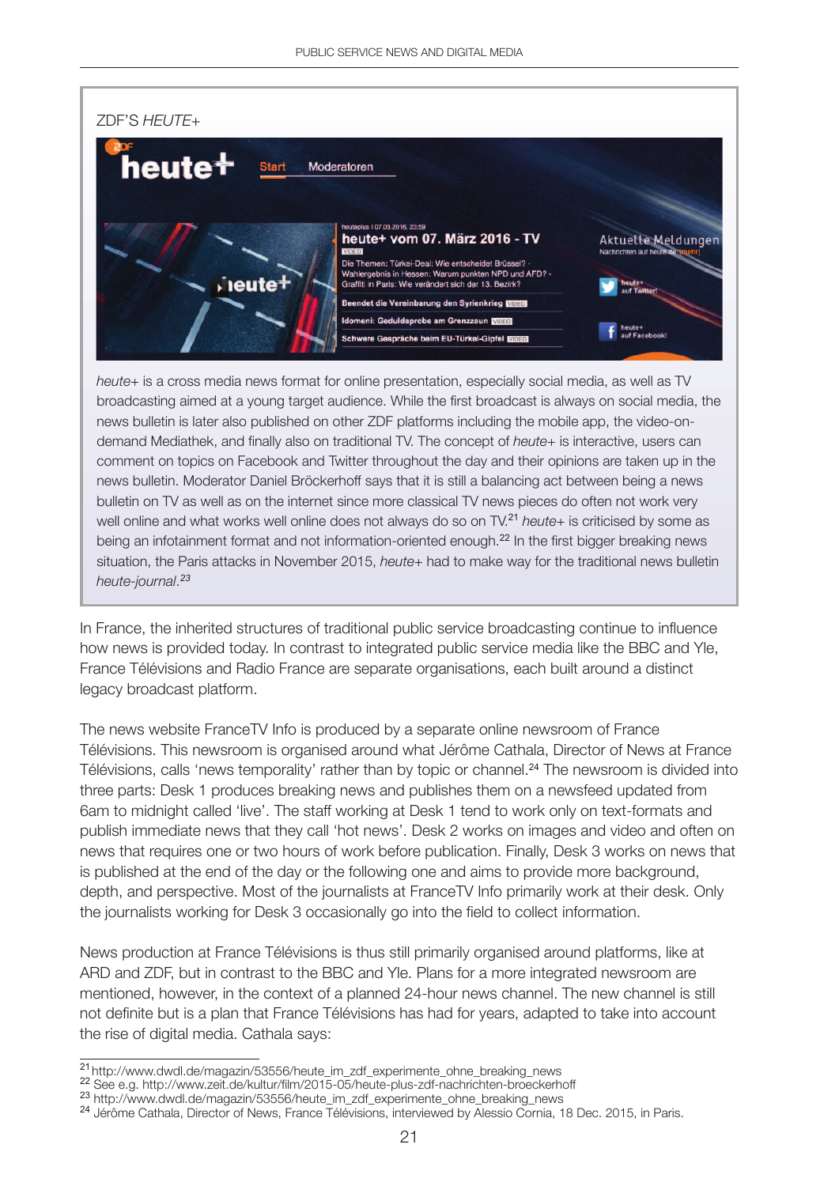ZDF'S *HEUTE+*

*heute+* is a cross media news format for online presentation, especially social media, as well as TV broadcasting aimed at a young target audience. While the first broadcast is always on social media, the news bulletin is later also published on other ZDF platforms including the mobile app, the video-on-demand Mediathek, and finally also on traditional TV. The concept of *heute+* is interactive, users can comment on topics on Facebook and Twitter throughout the day and their opinions are taken up in the news bulletin. Moderator Daniel Bröckerhoff says that it is still a balancing act between being a news bulletin on TV as well as on the internet since more classical TV news pieces do often not work very well online and what works well online does not always do so on TV.[21] *heute+* is criticised by some as being an infotainment format and not information-oriented enough.[22] In the first bigger breaking news situation, the Paris attacks in November 2015, *heute+* had to make way for the traditional news bulletin *heute-journal*.[23]

In France, the inherited structures of traditional public service broadcasting continue to influence how news is provided today. In contrast to integrated public service media like the BBC and Yle, France Télévisions and Radio France are separate organisations, each built around a distinct legacy broadcast platform.

The news website FranceTV Info is produced by a separate online newsroom of France Télévisions. This newsroom is organised around what Jérôme Cathala, Director of News at France Télévisions, calls 'news temporality' rather than by topic or channel.[24] The newsroom is divided into three parts: Desk 1 produces breaking news and publishes them on a newsfeed updated from 6am to midnight called 'live'. The staff working at Desk 1 tend to work only on text-formats and publish immediate news that they call 'hot news'. Desk 2 works on images and video and often on news that requires one or two hours of work before publication. Finally, Desk 3 works on news that is published at the end of the day or the following one and aims to provide more background, depth, and perspective. Most of the journalists at FranceTV Info primarily work at their desk. Only the journalists working for Desk 3 occasionally go into the field to collect information.

News production at France Télévisions is thus still primarily organised around platforms, like at ARD and ZDF, but in contrast to the BBC and Yle. Plans for a more integrated newsroom are mentioned, however, in the context of a planned 24-hour news channel. The new channel is still not definite but is a plan that France Télévisions has had for years, adapted to take into account the rise of digital media. Cathala says:

---

[21] http://www.dwdl.de/magazin/53556/heute_im_zdf_experimente_ohne_breaking_news
[22] See e.g. http://www.zeit.de/kultur/film/2015-05/heute-plus-zdf-nachrichten-broeckerhoff
[23] http://www.dwdl.de/magazin/53556/heute_im_zdf_experimente_ohne_breaking_news
[24] Jérôme Cathala, Director of News, France Télévisions, interviewed by Alessio Cornia, 18 Dec. 2015, in Paris.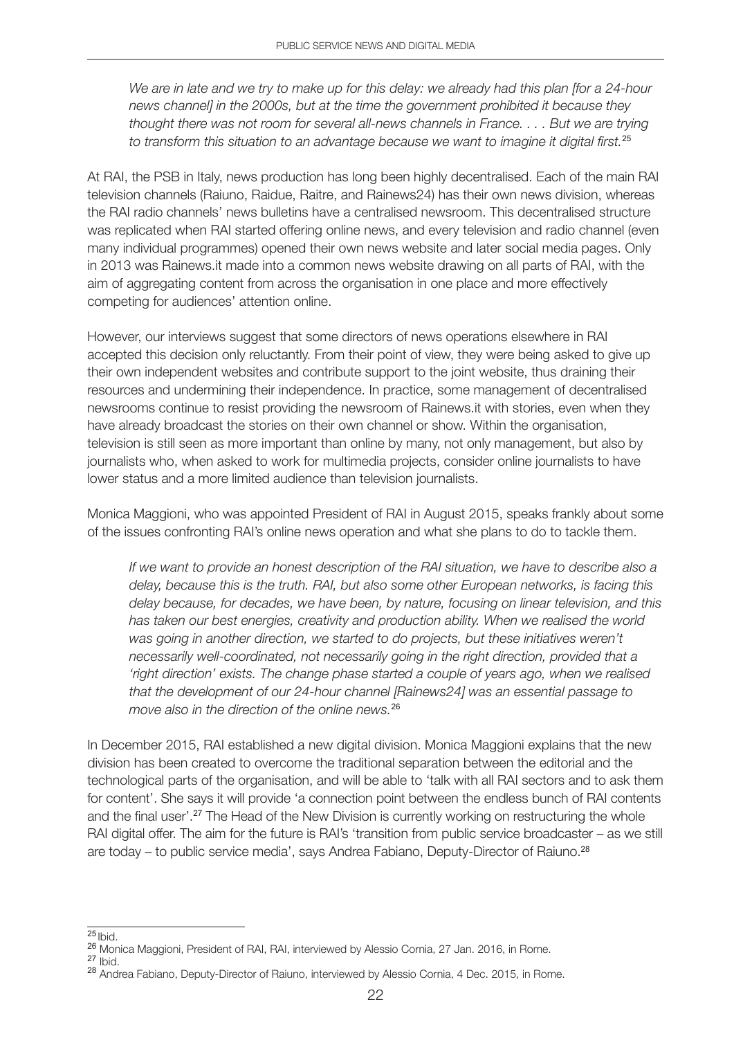*We are in late and we try to make up for this delay: we already had this plan [for a 24-hour news channel] in the 2000s, but at the time the government prohibited it because they thought there was not room for several all-news channels in France. . . . But we are trying to transform this situation to an advantage because we want to imagine it digital first.*[25]

At RAI, the PSB in Italy, news production has long been highly decentralised. Each of the main RAI television channels (Raiuno, Raidue, Raitre, and Rainews24) has their own news division, whereas the RAI radio channels' news bulletins have a centralised newsroom. This decentralised structure was replicated when RAI started offering online news, and every television and radio channel (even many individual programmes) opened their own news website and later social media pages. Only in 2013 was Rainews.it made into a common news website drawing on all parts of RAI, with the aim of aggregating content from across the organisation in one place and more effectively competing for audiences' attention online.

However, our interviews suggest that some directors of news operations elsewhere in RAI accepted this decision only reluctantly. From their point of view, they were being asked to give up their own independent websites and contribute support to the joint website, thus draining their resources and undermining their independence. In practice, some management of decentralised newsrooms continue to resist providing the newsroom of Rainews.it with stories, even when they have already broadcast the stories on their own channel or show. Within the organisation, television is still seen as more important than online by many, not only management, but also by journalists who, when asked to work for multimedia projects, consider online journalists to have lower status and a more limited audience than television journalists.

Monica Maggioni, who was appointed President of RAI in August 2015, speaks frankly about some of the issues confronting RAI's online news operation and what she plans to do to tackle them.

*If we want to provide an honest description of the RAI situation, we have to describe also a delay, because this is the truth. RAI, but also some other European networks, is facing this delay because, for decades, we have been, by nature, focusing on linear television, and this has taken our best energies, creativity and production ability. When we realised the world was going in another direction, we started to do projects, but these initiatives weren't necessarily well-coordinated, not necessarily going in the right direction, provided that a 'right direction' exists. The change phase started a couple of years ago, when we realised that the development of our 24-hour channel [Rainews24] was an essential passage to move also in the direction of the online news.*[26]

In December 2015, RAI established a new digital division. Monica Maggioni explains that the new division has been created to overcome the traditional separation between the editorial and the technological parts of the organisation, and will be able to 'talk with all RAI sectors and to ask them for content'. She says it will provide 'a connection point between the endless bunch of RAI contents and the final user'.[27] The Head of the New Division is currently working on restructuring the whole RAI digital offer. The aim for the future is RAI's 'transition from public service broadcaster – as we still are today – to public service media', says Andrea Fabiano, Deputy-Director of Raiuno.[28]

---

[25] Ibid.

[26] Monica Maggioni, President of RAI, RAI, interviewed by Alessio Cornia, 27 Jan. 2016, in Rome.

[27] Ibid.

[28] Andrea Fabiano, Deputy-Director of Raiuno, interviewed by Alessio Cornia, 4 Dec. 2015, in Rome.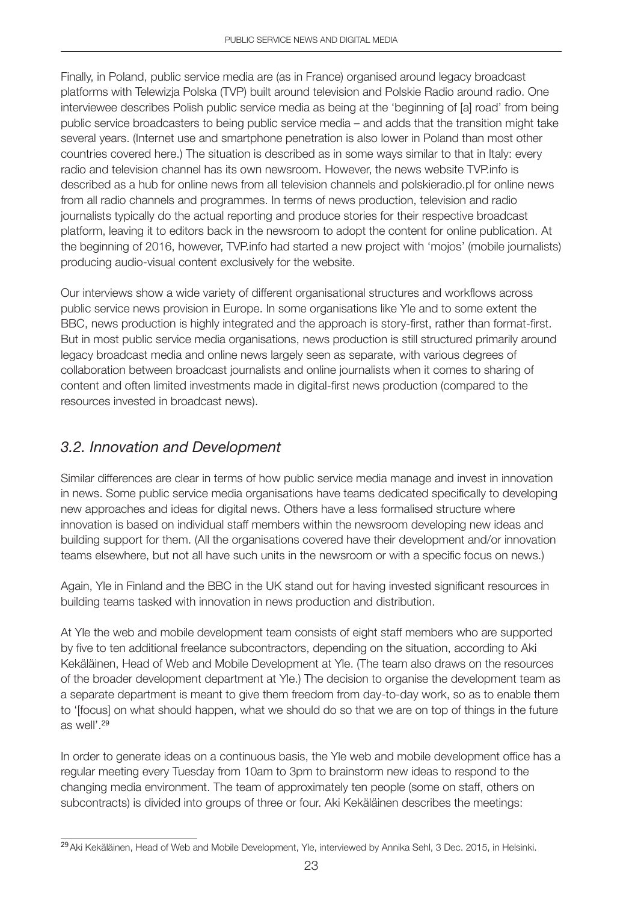Finally, in Poland, public service media are (as in France) organised around legacy broadcast platforms with Telewizja Polska (TVP) built around television and Polskie Radio around radio. One interviewee describes Polish public service media as being at the 'beginning of [a] road' from being public service broadcasters to being public service media – and adds that the transition might take several years. (Internet use and smartphone penetration is also lower in Poland than most other countries covered here.) The situation is described as in some ways similar to that in Italy: every radio and television channel has its own newsroom. However, the news website TVP.info is described as a hub for online news from all television channels and polskieradio.pl for online news from all radio channels and programmes. In terms of news production, television and radio journalists typically do the actual reporting and produce stories for their respective broadcast platform, leaving it to editors back in the newsroom to adopt the content for online publication. At the beginning of 2016, however, TVP.info had started a new project with 'mojos' (mobile journalists) producing audio-visual content exclusively for the website.

Our interviews show a wide variety of different organisational structures and workflows across public service news provision in Europe. In some organisations like Yle and to some extent the BBC, news production is highly integrated and the approach is story-first, rather than format-first. But in most public service media organisations, news production is still structured primarily around legacy broadcast media and online news largely seen as separate, with various degrees of collaboration between broadcast journalists and online journalists when it comes to sharing of content and often limited investments made in digital-first news production (compared to the resources invested in broadcast news).

## *3.2. Innovation and Development*

Similar differences are clear in terms of how public service media manage and invest in innovation in news. Some public service media organisations have teams dedicated specifically to developing new approaches and ideas for digital news. Others have a less formalised structure where innovation is based on individual staff members within the newsroom developing new ideas and building support for them. (All the organisations covered have their development and/or innovation teams elsewhere, but not all have such units in the newsroom or with a specific focus on news.)

Again, Yle in Finland and the BBC in the UK stand out for having invested significant resources in building teams tasked with innovation in news production and distribution.

At Yle the web and mobile development team consists of eight staff members who are supported by five to ten additional freelance subcontractors, depending on the situation, according to Aki Kekäläinen, Head of Web and Mobile Development at Yle. (The team also draws on the resources of the broader development department at Yle.) The decision to organise the development team as a separate department is meant to give them freedom from day-to-day work, so as to enable them to '[focus] on what should happen, what we should do so that we are on top of things in the future as well'.[29]

In order to generate ideas on a continuous basis, the Yle web and mobile development office has a regular meeting every Tuesday from 10am to 3pm to brainstorm new ideas to respond to the changing media environment. The team of approximately ten people (some on staff, others on subcontracts) is divided into groups of three or four. Aki Kekäläinen describes the meetings:

---

[29] Aki Kekäläinen, Head of Web and Mobile Development, Yle, interviewed by Annika Sehl, 3 Dec. 2015, in Helsinki.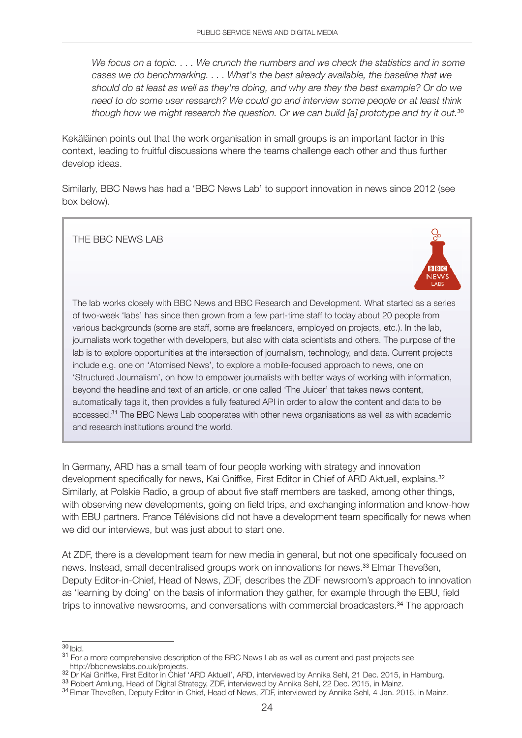*We focus on a topic. . . . We crunch the numbers and we check the statistics and in some cases we do benchmarking. . . . What's the best already available, the baseline that we should do at least as well as they're doing, and why are they the best example? Or do we need to do some user research? We could go and interview some people or at least think though how we might research the question. Or we can build [a] prototype and try it out.*[30]

Kekäläinen points out that the work organisation in small groups is an important factor in this context, leading to fruitful discussions where the teams challenge each other and thus further develop ideas.

Similarly, BBC News has had a 'BBC News Lab' to support innovation in news since 2012 (see box below).

> THE BBC NEWS LAB
>
> The lab works closely with BBC News and BBC Research and Development. What started as a series of two-week 'labs' has since then grown from a few part-time staff to today about 20 people from various backgrounds (some are staff, some are freelancers, employed on projects, etc.). In the lab, journalists work together with developers, but also with data scientists and others. The purpose of the lab is to explore opportunities at the intersection of journalism, technology, and data. Current projects include e.g. one on 'Atomised News', to explore a mobile-focused approach to news, one on 'Structured Journalism', on how to empower journalists with better ways of working with information, beyond the headline and text of an article, or one called 'The Juicer' that takes news content, automatically tags it, then provides a fully featured API in order to allow the content and data to be accessed.[31] The BBC News Lab cooperates with other news organisations as well as with academic and research institutions around the world.

In Germany, ARD has a small team of four people working with strategy and innovation development specifically for news, Kai Gniffke, First Editor in Chief of ARD Aktuell, explains.[32] Similarly, at Polskie Radio, a group of about five staff members are tasked, among other things, with observing new developments, going on field trips, and exchanging information and know-how with EBU partners. France Télévisions did not have a development team specifically for news when we did our interviews, but was just about to start one.

At ZDF, there is a development team for new media in general, but not one specifically focused on news. Instead, small decentralised groups work on innovations for news.[33] Elmar Theveßen, Deputy Editor-in-Chief, Head of News, ZDF, describes the ZDF newsroom's approach to innovation as 'learning by doing' on the basis of information they gather, for example through the EBU, field trips to innovative newsrooms, and conversations with commercial broadcasters.[34] The approach

---

[30] Ibid.

[31] For a more comprehensive description of the BBC News Lab as well as current and past projects see http://bbcnewslabs.co.uk/projects.

[32] Dr Kai Gniffke, First Editor in Chief 'ARD Aktuell', ARD, interviewed by Annika Sehl, 21 Dec. 2015, in Hamburg.

[33] Robert Amlung, Head of Digital Strategy, ZDF, interviewed by Annika Sehl, 22 Dec. 2015, in Mainz.

[34] Elmar Theveßen, Deputy Editor-in-Chief, Head of News, ZDF, interviewed by Annika Sehl, 4 Jan. 2016, in Mainz.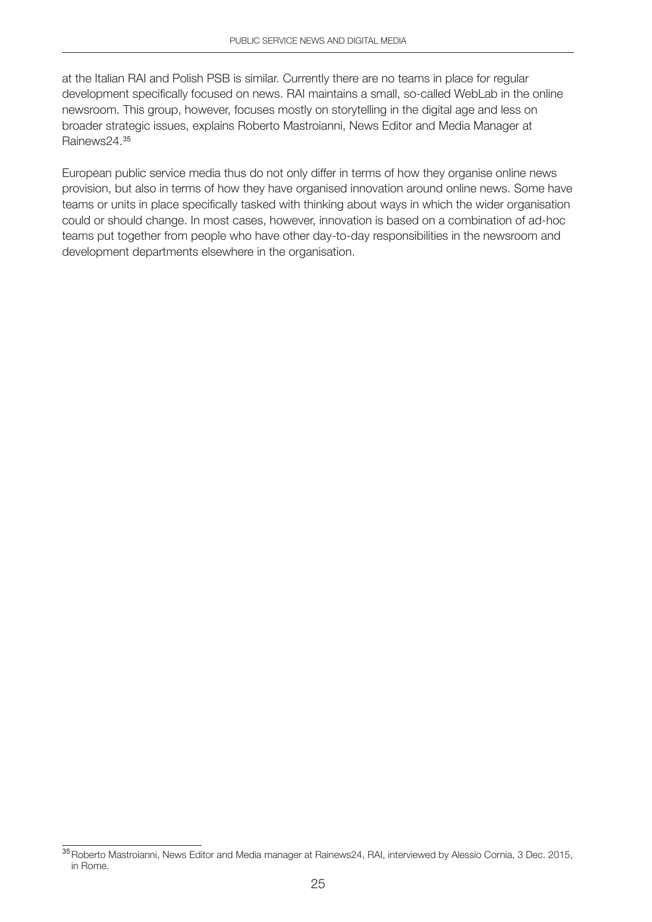at the Italian RAI and Polish PSB is similar. Currently there are no teams in place for regular development specifically focused on news. RAI maintains a small, so-called WebLab in the online newsroom. This group, however, focuses mostly on storytelling in the digital age and less on broader strategic issues, explains Roberto Mastroianni, News Editor and Media Manager at Rainews24.[35]

European public service media thus do not only differ in terms of how they organise online news provision, but also in terms of how they have organised innovation around online news. Some have teams or units in place specifically tasked with thinking about ways in which the wider organisation could or should change. In most cases, however, innovation is based on a combination of ad-hoc teams put together from people who have other day-to-day responsibilities in the newsroom and development departments elsewhere in the organisation.

---

[35] Roberto Mastroianni, News Editor and Media manager at Rainews24, RAI, interviewed by Alessio Cornia, 3 Dec. 2015, in Rome.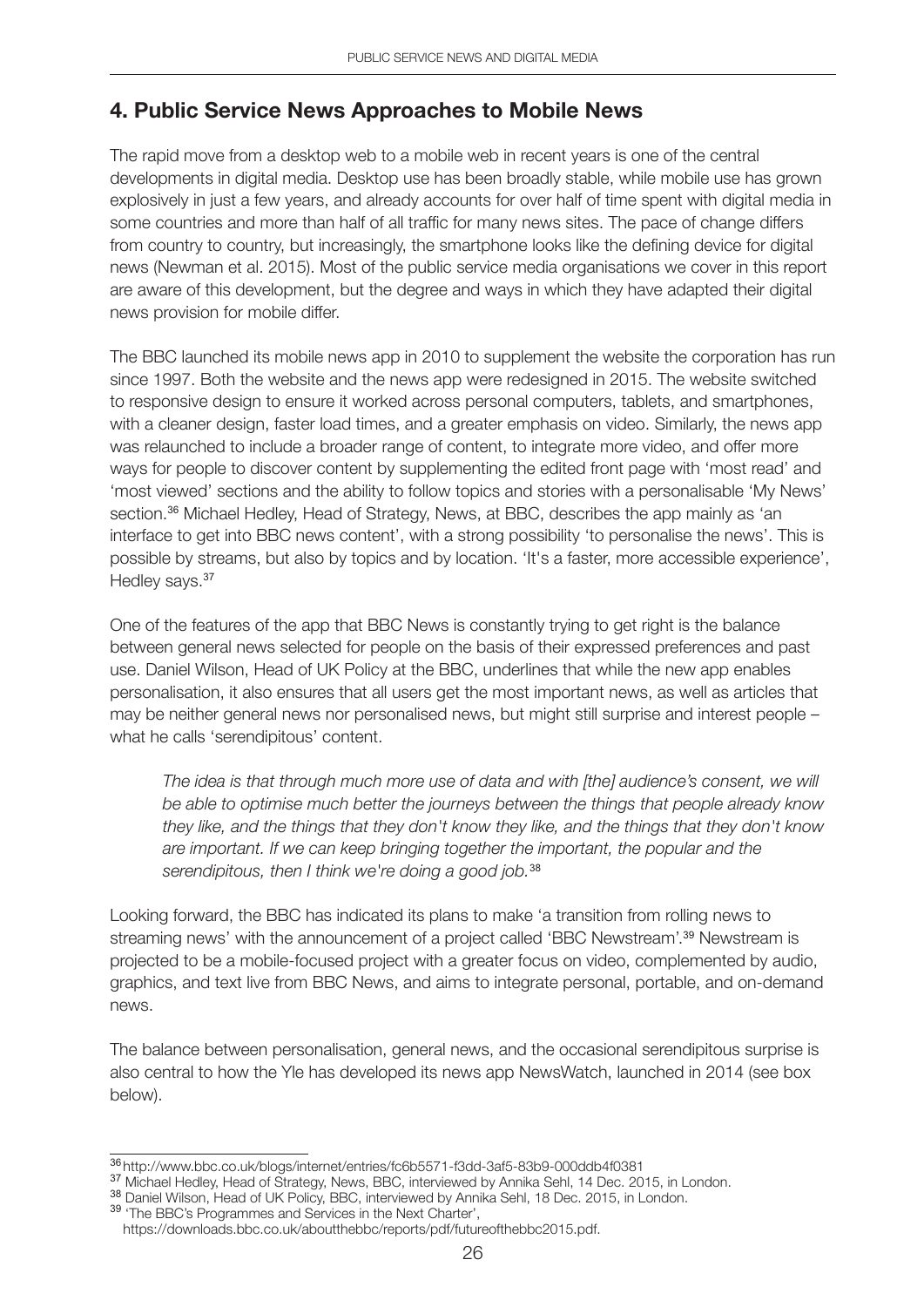## 4. Public Service News Approaches to Mobile News

The rapid move from a desktop web to a mobile web in recent years is one of the central developments in digital media. Desktop use has been broadly stable, while mobile use has grown explosively in just a few years, and already accounts for over half of time spent with digital media in some countries and more than half of all traffic for many news sites. The pace of change differs from country to country, but increasingly, the smartphone looks like the defining device for digital news (Newman et al. 2015). Most of the public service media organisations we cover in this report are aware of this development, but the degree and ways in which they have adapted their digital news provision for mobile differ.

The BBC launched its mobile news app in 2010 to supplement the website the corporation has run since 1997. Both the website and the news app were redesigned in 2015. The website switched to responsive design to ensure it worked across personal computers, tablets, and smartphones, with a cleaner design, faster load times, and a greater emphasis on video. Similarly, the news app was relaunched to include a broader range of content, to integrate more video, and offer more ways for people to discover content by supplementing the edited front page with 'most read' and 'most viewed' sections and the ability to follow topics and stories with a personalisable 'My News' section.[36] Michael Hedley, Head of Strategy, News, at BBC, describes the app mainly as 'an interface to get into BBC news content', with a strong possibility 'to personalise the news'. This is possible by streams, but also by topics and by location. 'It's a faster, more accessible experience', Hedley says.[37]

One of the features of the app that BBC News is constantly trying to get right is the balance between general news selected for people on the basis of their expressed preferences and past use. Daniel Wilson, Head of UK Policy at the BBC, underlines that while the new app enables personalisation, it also ensures that all users get the most important news, as well as articles that may be neither general news nor personalised news, but might still surprise and interest people – what he calls 'serendipitous' content.

> *The idea is that through much more use of data and with [the] audience's consent, we will be able to optimise much better the journeys between the things that people already know they like, and the things that they don't know they like, and the things that they don't know are important. If we can keep bringing together the important, the popular and the serendipitous, then I think we're doing a good job.*[38]

Looking forward, the BBC has indicated its plans to make 'a transition from rolling news to streaming news' with the announcement of a project called 'BBC Newstream'.[39] Newstream is projected to be a mobile-focused project with a greater focus on video, complemented by audio, graphics, and text live from BBC News, and aims to integrate personal, portable, and on-demand news.

The balance between personalisation, general news, and the occasional serendipitous surprise is also central to how the Yle has developed its news app NewsWatch, launched in 2014 (see box below).

---

[36] http://www.bbc.co.uk/blogs/internet/entries/fc6b5571-f3dd-3af5-83b9-000ddb4f0381

[37] Michael Hedley, Head of Strategy, News, BBC, interviewed by Annika Sehl, 14 Dec. 2015, in London.

[38] Daniel Wilson, Head of UK Policy, BBC, interviewed by Annika Sehl, 18 Dec. 2015, in London.

[39] 'The BBC's Programmes and Services in the Next Charter', https://downloads.bbc.co.uk/aboutthebbc/reports/pdf/futureofthebbc2015.pdf.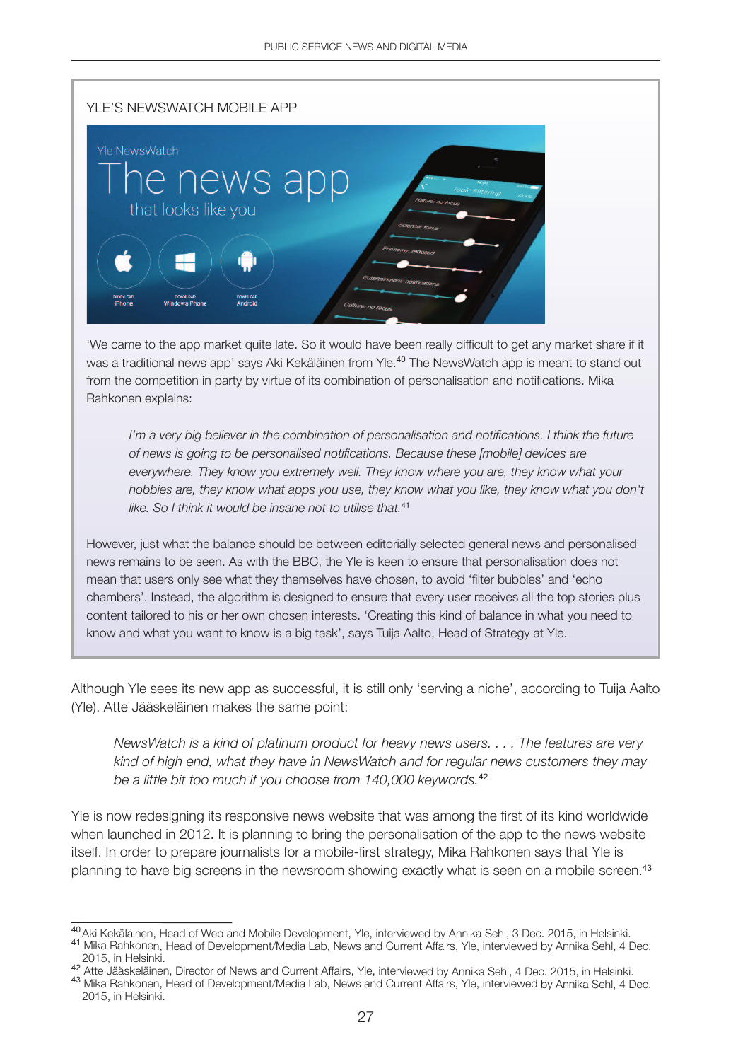## YLE'S NEWSWATCH MOBILE APP

'We came to the app market quite late. So it would have been really difficult to get any market share if it was a traditional news app' says Aki Kekäläinen from Yle.[40] The NewsWatch app is meant to stand out from the competition in party by virtue of its combination of personalisation and notifications. Mika Rahkonen explains:

> *I'm a very big believer in the combination of personalisation and notifications. I think the future of news is going to be personalised notifications. Because these [mobile] devices are everywhere. They know you extremely well. They know where you are, they know what your hobbies are, they know what apps you use, they know what you like, they know what you don't like. So I think it would be insane not to utilise that.*[41]

However, just what the balance should be between editorially selected general news and personalised news remains to be seen. As with the BBC, the Yle is keen to ensure that personalisation does not mean that users only see what they themselves have chosen, to avoid 'filter bubbles' and 'echo chambers'. Instead, the algorithm is designed to ensure that every user receives all the top stories plus content tailored to his or her own chosen interests. 'Creating this kind of balance in what you need to know and what you want to know is a big task', says Tuija Aalto, Head of Strategy at Yle.

Although Yle sees its new app as successful, it is still only 'serving a niche', according to Tuija Aalto (Yle). Atte Jääskeläinen makes the same point:

> *NewsWatch is a kind of platinum product for heavy news users. . . . The features are very kind of high end, what they have in NewsWatch and for regular news customers they may be a little bit too much if you choose from 140,000 keywords.*[42]

Yle is now redesigning its responsive news website that was among the first of its kind worldwide when launched in 2012. It is planning to bring the personalisation of the app to the news website itself. In order to prepare journalists for a mobile-first strategy, Mika Rahkonen says that Yle is planning to have big screens in the newsroom showing exactly what is seen on a mobile screen.[43]

---

[40] Aki Kekäläinen, Head of Web and Mobile Development, Yle, interviewed by Annika Sehl, 3 Dec. 2015, in Helsinki.

[41] Mika Rahkonen, Head of Development/Media Lab, News and Current Affairs, Yle, interviewed by Annika Sehl, 4 Dec. 2015, in Helsinki.

[42] Atte Jääskeläinen, Director of News and Current Affairs, Yle, interviewed by Annika Sehl, 4 Dec. 2015, in Helsinki.

[43] Mika Rahkonen, Head of Development/Media Lab, News and Current Affairs, Yle, interviewed by Annika Sehl, 4 Dec. 2015, in Helsinki.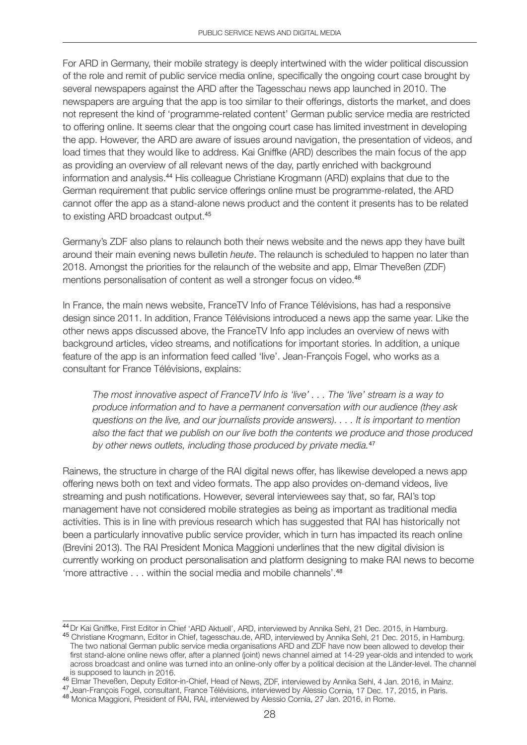For ARD in Germany, their mobile strategy is deeply intertwined with the wider political discussion of the role and remit of public service media online, specifically the ongoing court case brought by several newspapers against the ARD after the Tagesschau news app launched in 2010. The newspapers are arguing that the app is too similar to their offerings, distorts the market, and does not represent the kind of 'programme-related content' German public service media are restricted to offering online. It seems clear that the ongoing court case has limited investment in developing the app. However, the ARD are aware of issues around navigation, the presentation of videos, and load times that they would like to address. Kai Gniffke (ARD) describes the main focus of the app as providing an overview of all relevant news of the day, partly enriched with background information and analysis.[44] His colleague Christiane Krogmann (ARD) explains that due to the German requirement that public service offerings online must be programme-related, the ARD cannot offer the app as a stand-alone news product and the content it presents has to be related to existing ARD broadcast output.[45]

Germany's ZDF also plans to relaunch both their news website and the news app they have built around their main evening news bulletin *heute*. The relaunch is scheduled to happen no later than 2018. Amongst the priorities for the relaunch of the website and app, Elmar Theveßen (ZDF) mentions personalisation of content as well a stronger focus on video.[46]

In France, the main news website, FranceTV Info of France Télévisions, has had a responsive design since 2011. In addition, France Télévisions introduced a news app the same year. Like the other news apps discussed above, the FranceTV Info app includes an overview of news with background articles, video streams, and notifications for important stories. In addition, a unique feature of the app is an information feed called 'live'. Jean-François Fogel, who works as a consultant for France Télévisions, explains:

> *The most innovative aspect of FranceTV Info is 'live' . . . The 'live' stream is a way to produce information and to have a permanent conversation with our audience (they ask questions on the live, and our journalists provide answers). . . . It is important to mention also the fact that we publish on our live both the contents we produce and those produced by other news outlets, including those produced by private media.*[47]

Rainews, the structure in charge of the RAI digital news offer, has likewise developed a news app offering news both on text and video formats. The app also provides on-demand videos, live streaming and push notifications. However, several interviewees say that, so far, RAI's top management have not considered mobile strategies as being as important as traditional media activities. This is in line with previous research which has suggested that RAI has historically not been a particularly innovative public service provider, which in turn has impacted its reach online (Brevini 2013). The RAI President Monica Maggioni underlines that the new digital division is currently working on product personalisation and platform designing to make RAI news to become 'more attractive . . . within the social media and mobile channels'.[48]

---

[44] Dr Kai Gniffke, First Editor in Chief 'ARD Aktuell', ARD, interviewed by Annika Sehl, 21 Dec. 2015, in Hamburg.

[45] Christiane Krogmann, Editor in Chief, tagesschau.de, ARD, interviewed by Annika Sehl, 21 Dec. 2015, in Hamburg. The two national German public service media organisations ARD and ZDF have now been allowed to develop their first stand-alone online news offer, after a planned (joint) news channel aimed at 14-29 year-olds and intended to work across broadcast and online was turned into an online-only offer by a political decision at the Länder-level. The channel is supposed to launch in 2016.

[46] Elmar Theveßen, Deputy Editor-in-Chief, Head of News, ZDF, interviewed by Annika Sehl, 4 Jan. 2016, in Mainz.

[47] Jean-François Fogel, consultant, France Télévisions, interviewed by Alessio Cornia, 17 Dec. 17, 2015, in Paris.

[48] Monica Maggioni, President of RAI, RAI, interviewed by Alessio Cornia, 27 Jan. 2016, in Rome.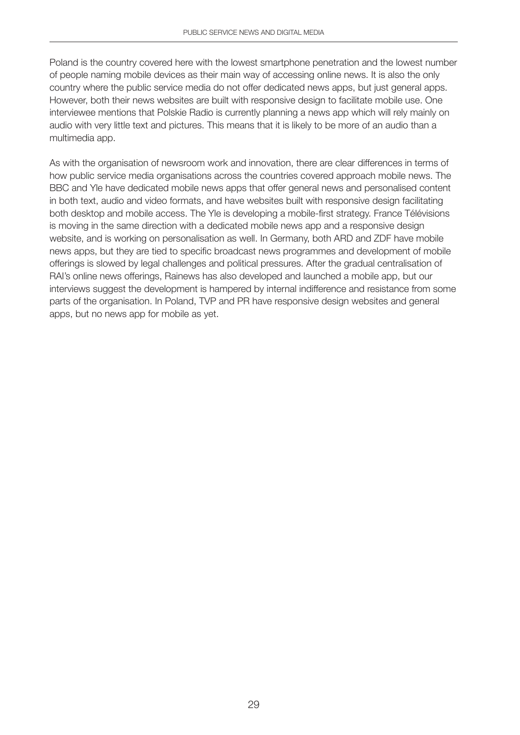Poland is the country covered here with the lowest smartphone penetration and the lowest number of people naming mobile devices as their main way of accessing online news. It is also the only country where the public service media do not offer dedicated news apps, but just general apps. However, both their news websites are built with responsive design to facilitate mobile use. One interviewee mentions that Polskie Radio is currently planning a news app which will rely mainly on audio with very little text and pictures. This means that it is likely to be more of an audio than a multimedia app.

As with the organisation of newsroom work and innovation, there are clear differences in terms of how public service media organisations across the countries covered approach mobile news. The BBC and Yle have dedicated mobile news apps that offer general news and personalised content in both text, audio and video formats, and have websites built with responsive design facilitating both desktop and mobile access. The Yle is developing a mobile-first strategy. France Télévisions is moving in the same direction with a dedicated mobile news app and a responsive design website, and is working on personalisation as well. In Germany, both ARD and ZDF have mobile news apps, but they are tied to specific broadcast news programmes and development of mobile offerings is slowed by legal challenges and political pressures. After the gradual centralisation of RAI's online news offerings, Rainews has also developed and launched a mobile app, but our interviews suggest the development is hampered by internal indifference and resistance from some parts of the organisation. In Poland, TVP and PR have responsive design websites and general apps, but no news app for mobile as yet.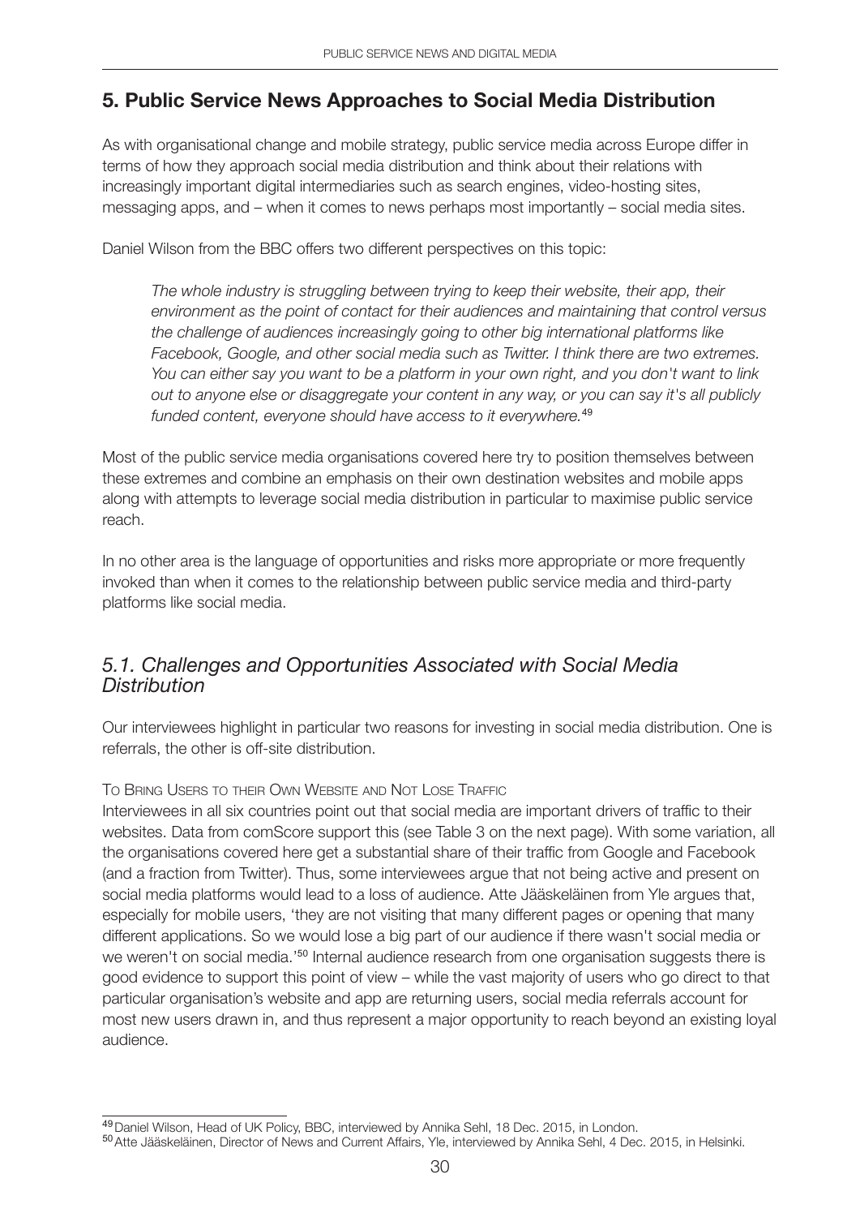## 5. Public Service News Approaches to Social Media Distribution

As with organisational change and mobile strategy, public service media across Europe differ in terms of how they approach social media distribution and think about their relations with increasingly important digital intermediaries such as search engines, video-hosting sites, messaging apps, and – when it comes to news perhaps most importantly – social media sites.

Daniel Wilson from the BBC offers two different perspectives on this topic:

> *The whole industry is struggling between trying to keep their website, their app, their environment as the point of contact for their audiences and maintaining that control versus the challenge of audiences increasingly going to other big international platforms like Facebook, Google, and other social media such as Twitter. I think there are two extremes. You can either say you want to be a platform in your own right, and you don't want to link out to anyone else or disaggregate your content in any way, or you can say it's all publicly funded content, everyone should have access to it everywhere.*[49]

Most of the public service media organisations covered here try to position themselves between these extremes and combine an emphasis on their own destination websites and mobile apps along with attempts to leverage social media distribution in particular to maximise public service reach.

In no other area is the language of opportunities and risks more appropriate or more frequently invoked than when it comes to the relationship between public service media and third-party platforms like social media.

### *5.1. Challenges and Opportunities Associated with Social Media Distribution*

Our interviewees highlight in particular two reasons for investing in social media distribution. One is referrals, the other is off-site distribution.

To Bring Users to their Own Website and Not Lose Traffic

Interviewees in all six countries point out that social media are important drivers of traffic to their websites. Data from comScore support this (see Table 3 on the next page). With some variation, all the organisations covered here get a substantial share of their traffic from Google and Facebook (and a fraction from Twitter). Thus, some interviewees argue that not being active and present on social media platforms would lead to a loss of audience. Atte Jääskeläinen from Yle argues that, especially for mobile users, 'they are not visiting that many different pages or opening that many different applications. So we would lose a big part of our audience if there wasn't social media or we weren't on social media.'[50] Internal audience research from one organisation suggests there is good evidence to support this point of view – while the vast majority of users who go direct to that particular organisation's website and app are returning users, social media referrals account for most new users drawn in, and thus represent a major opportunity to reach beyond an existing loyal audience.

[49] Daniel Wilson, Head of UK Policy, BBC, interviewed by Annika Sehl, 18 Dec. 2015, in London.

[50] Atte Jääskeläinen, Director of News and Current Affairs, Yle, interviewed by Annika Sehl, 4 Dec. 2015, in Helsinki.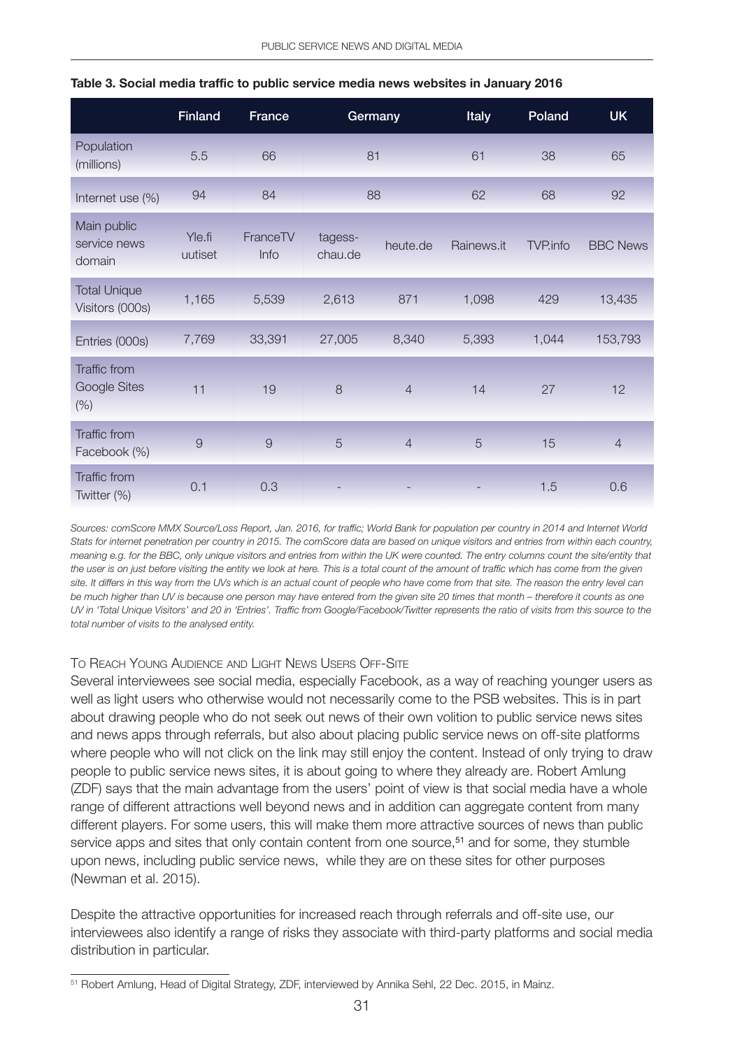**Table 3. Social media traffic to public service media news websites in January 2016**

| | Finland | France | Germany | | Italy | Poland | UK |
|---|---|---|---|---|---|---|---|
| Population (millions) | 5.5 | 66 | 81 | | 61 | 38 | 65 |
| Internet use (%) | 94 | 84 | 88 | | 62 | 68 | 92 |
| Main public service news domain | Yle.fi uutiset | FranceTV Info | tagess-chau.de | heute.de | Rainews.it | TVP.info | BBC News |
| Total Unique Visitors (000s) | 1,165 | 5,539 | 2,613 | 871 | 1,098 | 429 | 13,435 |
| Entries (000s) | 7,769 | 33,391 | 27,005 | 8,340 | 5,393 | 1,044 | 153,793 |
| Traffic from Google Sites (%) | 11 | 19 | 8 | 4 | 14 | 27 | 12 |
| Traffic from Facebook (%) | 9 | 9 | 5 | 4 | 5 | 15 | 4 |
| Traffic from Twitter (%) | 0.1 | 0.3 | - | - | - | 1.5 | 0.6 |

*Sources: comScore MMX Source/Loss Report, Jan. 2016, for traffic; World Bank for population per country in 2014 and Internet World Stats for internet penetration per country in 2015. The comScore data are based on unique visitors and entries from within each country, meaning e.g. for the BBC, only unique visitors and entries from within the UK were counted. The entry columns count the site/entity that the user is on just before visiting the entity we look at here. This is a total count of the amount of traffic which has come from the given site. It differs in this way from the UVs which is an actual count of people who have come from that site. The reason the entry level can be much higher than UV is because one person may have entered from the given site 20 times that month – therefore it counts as one UV in 'Total Unique Visitors' and 20 in 'Entries'. Traffic from Google/Facebook/Twitter represents the ratio of visits from this source to the total number of visits to the analysed entity.*

### To Reach Young Audience and Light News Users Off-Site

Several interviewees see social media, especially Facebook, as a way of reaching younger users as well as light users who otherwise would not necessarily come to the PSB websites. This is in part about drawing people who do not seek out news of their own volition to public service news sites and news apps through referrals, but also about placing public service news on off-site platforms where people who will not click on the link may still enjoy the content. Instead of only trying to draw people to public service news sites, it is about going to where they already are. Robert Amlung (ZDF) says that the main advantage from the users' point of view is that social media have a whole range of different attractions well beyond news and in addition can aggregate content from many different players. For some users, this will make them more attractive sources of news than public service apps and sites that only contain content from one source,[51] and for some, they stumble upon news, including public service news, while they are on these sites for other purposes (Newman et al. 2015).

Despite the attractive opportunities for increased reach through referrals and off-site use, our interviewees also identify a range of risks they associate with third-party platforms and social media distribution in particular.

[51] Robert Amlung, Head of Digital Strategy, ZDF, interviewed by Annika Sehl, 22 Dec. 2015, in Mainz.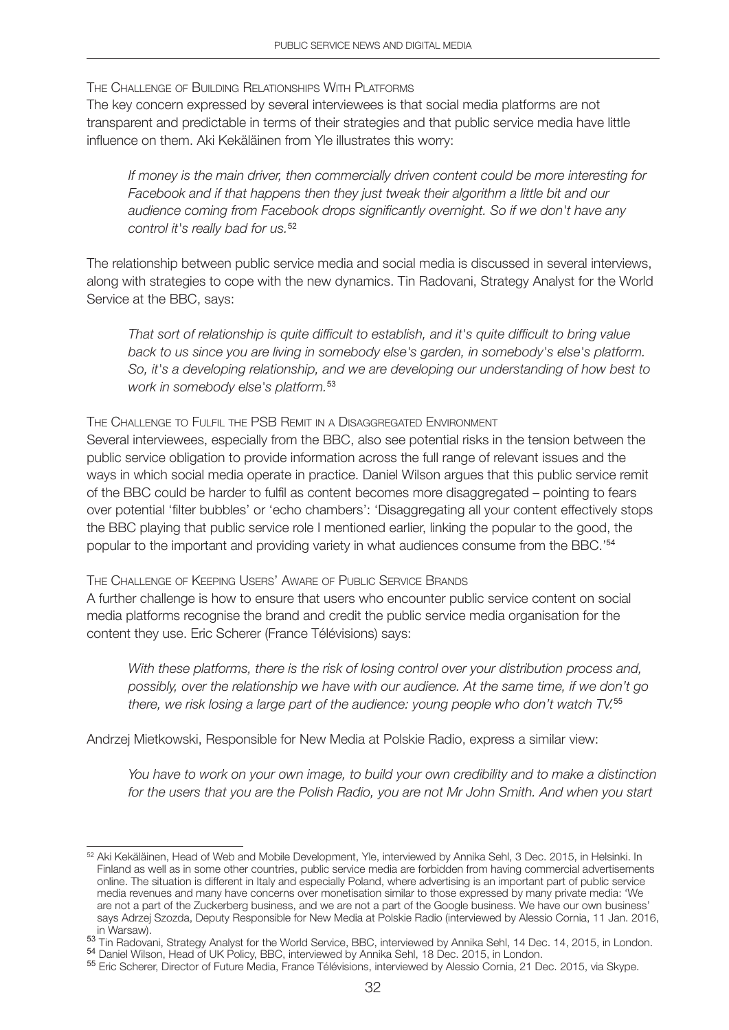### The Challenge of Building Relationships With Platforms

The key concern expressed by several interviewees is that social media platforms are not transparent and predictable in terms of their strategies and that public service media have little influence on them. Aki Kekäläinen from Yle illustrates this worry:

> *If money is the main driver, then commercially driven content could be more interesting for Facebook and if that happens then they just tweak their algorithm a little bit and our audience coming from Facebook drops significantly overnight. So if we don't have any control it's really bad for us.*[52]

The relationship between public service media and social media is discussed in several interviews, along with strategies to cope with the new dynamics. Tin Radovani, Strategy Analyst for the World Service at the BBC, says:

> *That sort of relationship is quite difficult to establish, and it's quite difficult to bring value back to us since you are living in somebody else's garden, in somebody's else's platform. So, it's a developing relationship, and we are developing our understanding of how best to work in somebody else's platform.*[53]

### The Challenge to Fulfil the PSB Remit in a Disaggregated Environment

Several interviewees, especially from the BBC, also see potential risks in the tension between the public service obligation to provide information across the full range of relevant issues and the ways in which social media operate in practice. Daniel Wilson argues that this public service remit of the BBC could be harder to fulfil as content becomes more disaggregated – pointing to fears over potential 'filter bubbles' or 'echo chambers': 'Disaggregating all your content effectively stops the BBC playing that public service role I mentioned earlier, linking the popular to the good, the popular to the important and providing variety in what audiences consume from the BBC.'[54]

### The Challenge of Keeping Users' Aware of Public Service Brands

A further challenge is how to ensure that users who encounter public service content on social media platforms recognise the brand and credit the public service media organisation for the content they use. Eric Scherer (France Télévisions) says:

> *With these platforms, there is the risk of losing control over your distribution process and, possibly, over the relationship we have with our audience. At the same time, if we don't go there, we risk losing a large part of the audience: young people who don't watch TV.*[55]

Andrzej Mietkowski, Responsible for New Media at Polskie Radio, express a similar view:

> *You have to work on your own image, to build your own credibility and to make a distinction for the users that you are the Polish Radio, you are not Mr John Smith. And when you start*

---

[52] Aki Kekäläinen, Head of Web and Mobile Development, Yle, interviewed by Annika Sehl, 3 Dec. 2015, in Helsinki. In Finland as well as in some other countries, public service media are forbidden from having commercial advertisements online. The situation is different in Italy and especially Poland, where advertising is an important part of public service media revenues and many have concerns over monetisation similar to those expressed by many private media: 'We are not a part of the Zuckerberg business, and we are not a part of the Google business. We have our own business' says Adrzej Szozda, Deputy Responsible for New Media at Polskie Radio (interviewed by Alessio Cornia, 11 Jan. 2016, in Warsaw).

[53] Tin Radovani, Strategy Analyst for the World Service, BBC, interviewed by Annika Sehl, 14 Dec. 14, 2015, in London.

[54] Daniel Wilson, Head of UK Policy, BBC, interviewed by Annika Sehl, 18 Dec. 2015, in London.

[55] Eric Scherer, Director of Future Media, France Télévisions, interviewed by Alessio Cornia, 21 Dec. 2015, via Skype.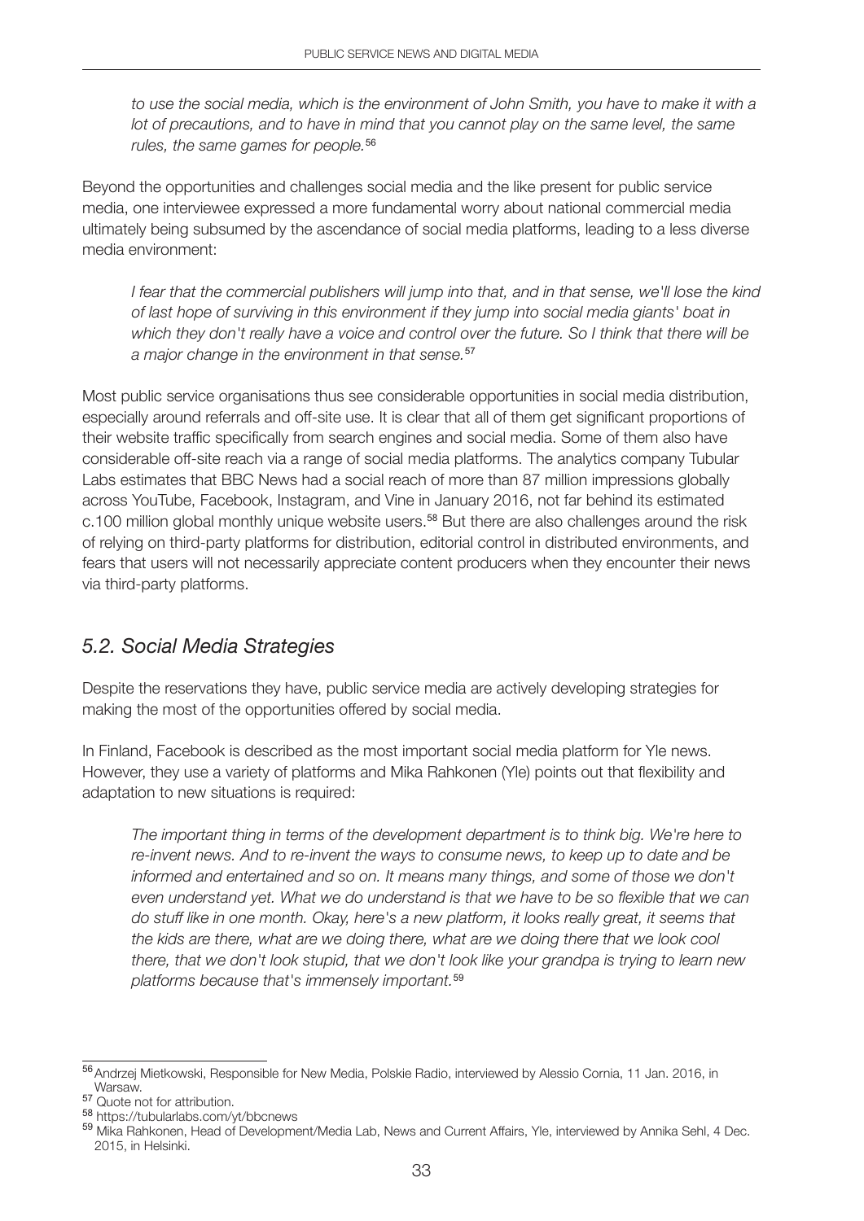*to use the social media, which is the environment of John Smith, you have to make it with a lot of precautions, and to have in mind that you cannot play on the same level, the same rules, the same games for people.*[56]

Beyond the opportunities and challenges social media and the like present for public service media, one interviewee expressed a more fundamental worry about national commercial media ultimately being subsumed by the ascendance of social media platforms, leading to a less diverse media environment:

*I fear that the commercial publishers will jump into that, and in that sense, we'll lose the kind of last hope of surviving in this environment if they jump into social media giants' boat in which they don't really have a voice and control over the future. So I think that there will be a major change in the environment in that sense.*[57]

Most public service organisations thus see considerable opportunities in social media distribution, especially around referrals and off-site use. It is clear that all of them get significant proportions of their website traffic specifically from search engines and social media. Some of them also have considerable off-site reach via a range of social media platforms. The analytics company Tubular Labs estimates that BBC News had a social reach of more than 87 million impressions globally across YouTube, Facebook, Instagram, and Vine in January 2016, not far behind its estimated c.100 million global monthly unique website users.[58] But there are also challenges around the risk of relying on third-party platforms for distribution, editorial control in distributed environments, and fears that users will not necessarily appreciate content producers when they encounter their news via third-party platforms.

## *5.2. Social Media Strategies*

Despite the reservations they have, public service media are actively developing strategies for making the most of the opportunities offered by social media.

In Finland, Facebook is described as the most important social media platform for Yle news. However, they use a variety of platforms and Mika Rahkonen (Yle) points out that flexibility and adaptation to new situations is required:

*The important thing in terms of the development department is to think big. We're here to re-invent news. And to re-invent the ways to consume news, to keep up to date and be informed and entertained and so on. It means many things, and some of those we don't even understand yet. What we do understand is that we have to be so flexible that we can do stuff like in one month. Okay, here's a new platform, it looks really great, it seems that the kids are there, what are we doing there, what are we doing there that we look cool there, that we don't look stupid, that we don't look like your grandpa is trying to learn new platforms because that's immensely important.*[59]

---

[56] Andrzej Mietkowski, Responsible for New Media, Polskie Radio, interviewed by Alessio Cornia, 11 Jan. 2016, in Warsaw.

[57] Quote not for attribution.

[58] https://tubularlabs.com/yt/bbcnews

[59] Mika Rahkonen, Head of Development/Media Lab, News and Current Affairs, Yle, interviewed by Annika Sehl, 4 Dec. 2015, in Helsinki.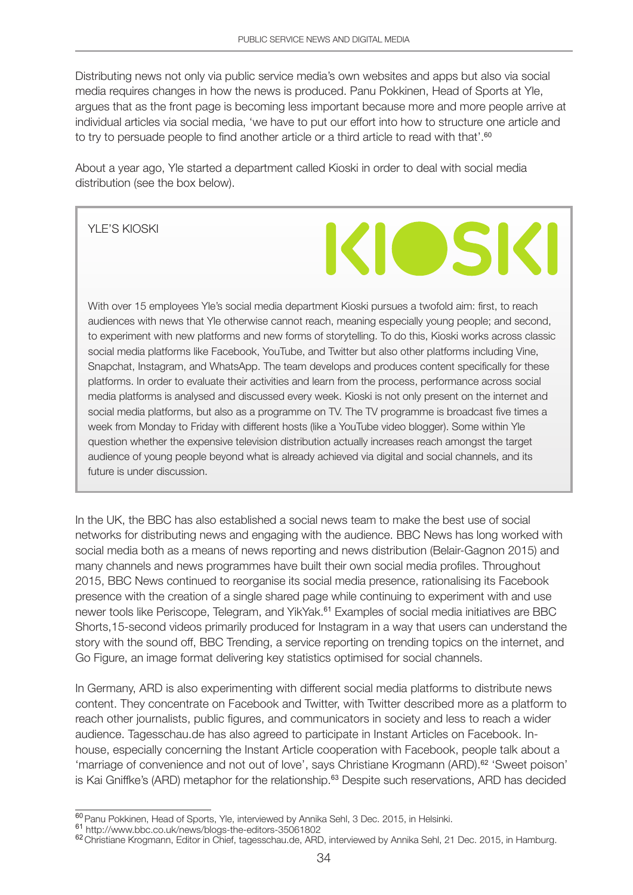Distributing news not only via public service media's own websites and apps but also via social media requires changes in how the news is produced. Panu Pokkinen, Head of Sports at Yle, argues that as the front page is becoming less important because more and more people arrive at individual articles via social media, 'we have to put our effort into how to structure one article and to try to persuade people to find another article or a third article to read with that'.[60]

About a year ago, Yle started a department called Kioski in order to deal with social media distribution (see the box below).

> YLE'S KIOSKI
>
> KIOSKI
>
> With over 15 employees Yle's social media department Kioski pursues a twofold aim: first, to reach audiences with news that Yle otherwise cannot reach, meaning especially young people; and second, to experiment with new platforms and new forms of storytelling. To do this, Kioski works across classic social media platforms like Facebook, YouTube, and Twitter but also other platforms including Vine, Snapchat, Instagram, and WhatsApp. The team develops and produces content specifically for these platforms. In order to evaluate their activities and learn from the process, performance across social media platforms is analysed and discussed every week. Kioski is not only present on the internet and social media platforms, but also as a programme on TV. The TV programme is broadcast five times a week from Monday to Friday with different hosts (like a YouTube video blogger). Some within Yle question whether the expensive television distribution actually increases reach amongst the target audience of young people beyond what is already achieved via digital and social channels, and its future is under discussion.

In the UK, the BBC has also established a social news team to make the best use of social networks for distributing news and engaging with the audience. BBC News has long worked with social media both as a means of news reporting and news distribution (Belair-Gagnon 2015) and many channels and news programmes have built their own social media profiles. Throughout 2015, BBC News continued to reorganise its social media presence, rationalising its Facebook presence with the creation of a single shared page while continuing to experiment with and use newer tools like Periscope, Telegram, and YikYak.[61] Examples of social media initiatives are BBC Shorts,15-second videos primarily produced for Instagram in a way that users can understand the story with the sound off, BBC Trending, a service reporting on trending topics on the internet, and Go Figure, an image format delivering key statistics optimised for social channels.

In Germany, ARD is also experimenting with different social media platforms to distribute news content. They concentrate on Facebook and Twitter, with Twitter described more as a platform to reach other journalists, public figures, and communicators in society and less to reach a wider audience. Tagesschau.de has also agreed to participate in Instant Articles on Facebook. In-house, especially concerning the Instant Article cooperation with Facebook, people talk about a 'marriage of convenience and not out of love', says Christiane Krogmann (ARD).[62] 'Sweet poison' is Kai Gniffke's (ARD) metaphor for the relationship.[63] Despite such reservations, ARD has decided

---

[60] Panu Pokkinen, Head of Sports, Yle, interviewed by Annika Sehl, 3 Dec. 2015, in Helsinki.

[61] http://www.bbc.co.uk/news/blogs-the-editors-35061802

[62] Christiane Krogmann, Editor in Chief, tagesschau.de, ARD, interviewed by Annika Sehl, 21 Dec. 2015, in Hamburg.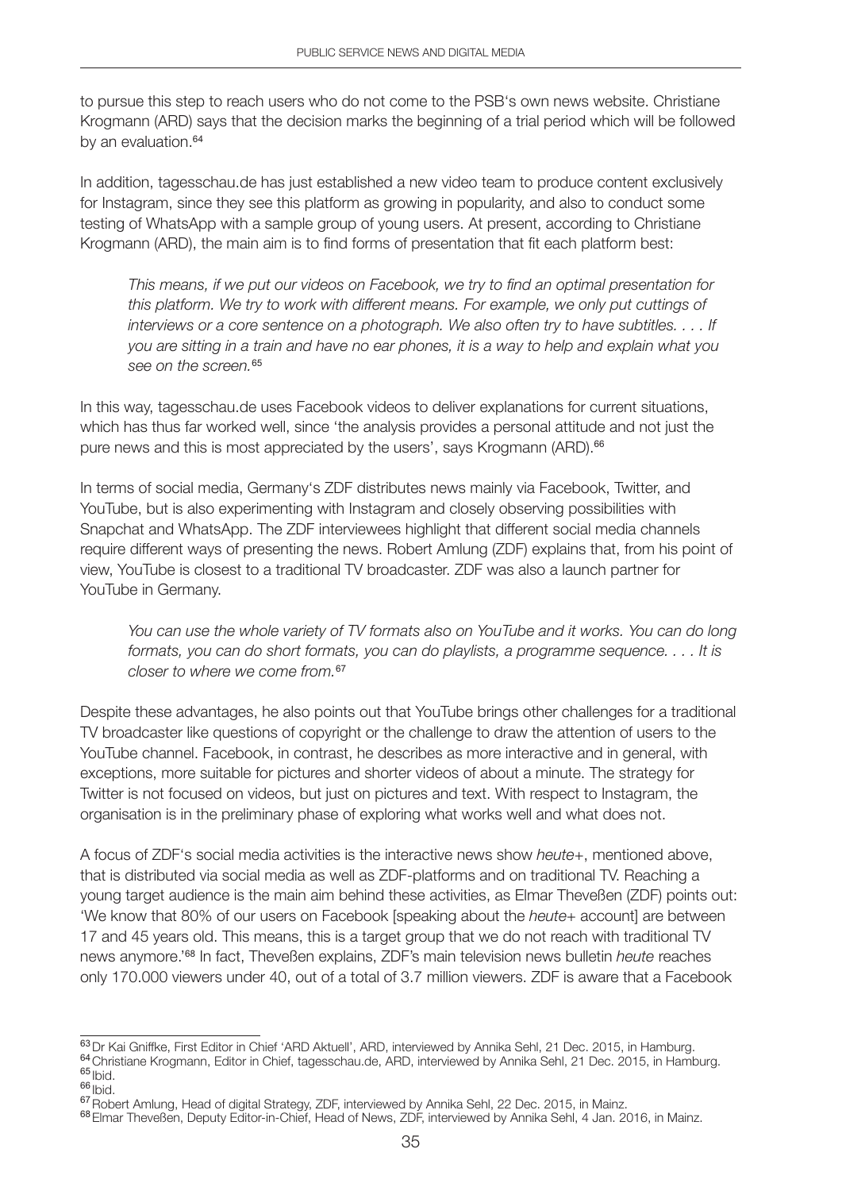to pursue this step to reach users who do not come to the PSB's own news website. Christiane Krogmann (ARD) says that the decision marks the beginning of a trial period which will be followed by an evaluation.[64]

In addition, tagesschau.de has just established a new video team to produce content exclusively for Instagram, since they see this platform as growing in popularity, and also to conduct some testing of WhatsApp with a sample group of young users. At present, according to Christiane Krogmann (ARD), the main aim is to find forms of presentation that fit each platform best:

> *This means, if we put our videos on Facebook, we try to find an optimal presentation for this platform. We try to work with different means. For example, we only put cuttings of interviews or a core sentence on a photograph. We also often try to have subtitles. . . . If you are sitting in a train and have no ear phones, it is a way to help and explain what you see on the screen.*[65]

In this way, tagesschau.de uses Facebook videos to deliver explanations for current situations, which has thus far worked well, since 'the analysis provides a personal attitude and not just the pure news and this is most appreciated by the users', says Krogmann (ARD).[66]

In terms of social media, Germany's ZDF distributes news mainly via Facebook, Twitter, and YouTube, but is also experimenting with Instagram and closely observing possibilities with Snapchat and WhatsApp. The ZDF interviewees highlight that different social media channels require different ways of presenting the news. Robert Amlung (ZDF) explains that, from his point of view, YouTube is closest to a traditional TV broadcaster. ZDF was also a launch partner for YouTube in Germany.

> *You can use the whole variety of TV formats also on YouTube and it works. You can do long formats, you can do short formats, you can do playlists, a programme sequence. . . . It is closer to where we come from.*[67]

Despite these advantages, he also points out that YouTube brings other challenges for a traditional TV broadcaster like questions of copyright or the challenge to draw the attention of users to the YouTube channel. Facebook, in contrast, he describes as more interactive and in general, with exceptions, more suitable for pictures and shorter videos of about a minute. The strategy for Twitter is not focused on videos, but just on pictures and text. With respect to Instagram, the organisation is in the preliminary phase of exploring what works well and what does not.

A focus of ZDF's social media activities is the interactive news show *heute*+, mentioned above, that is distributed via social media as well as ZDF-platforms and on traditional TV. Reaching a young target audience is the main aim behind these activities, as Elmar Theveßen (ZDF) points out: 'We know that 80% of our users on Facebook [speaking about the *heute*+ account] are between 17 and 45 years old. This means, this is a target group that we do not reach with traditional TV news anymore.'[68] In fact, Theveßen explains, ZDF's main television news bulletin *heute* reaches only 170.000 viewers under 40, out of a total of 3.7 million viewers. ZDF is aware that a Facebook

---

[63] Dr Kai Gniffke, First Editor in Chief 'ARD Aktuell', ARD, interviewed by Annika Sehl, 21 Dec. 2015, in Hamburg.

[64] Christiane Krogmann, Editor in Chief, tagesschau.de, ARD, interviewed by Annika Sehl, 21 Dec. 2015, in Hamburg.

[65] Ibid.

[66] Ibid.

[67] Robert Amlung, Head of digital Strategy, ZDF, interviewed by Annika Sehl, 22 Dec. 2015, in Mainz.

[68] Elmar Theveßen, Deputy Editor-in-Chief, Head of News, ZDF, interviewed by Annika Sehl, 4 Jan. 2016, in Mainz.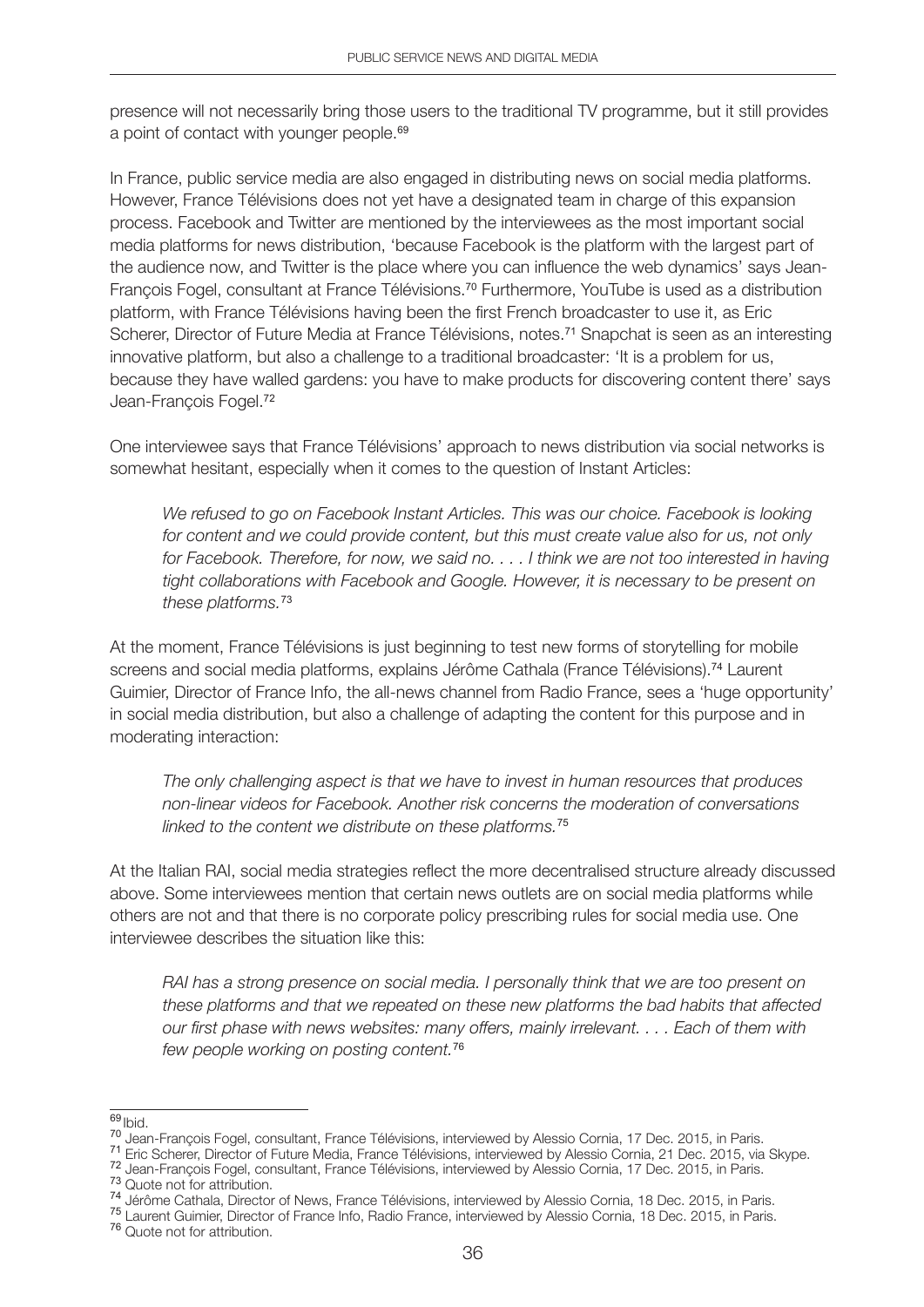presence will not necessarily bring those users to the traditional TV programme, but it still provides a point of contact with younger people.[69]

In France, public service media are also engaged in distributing news on social media platforms. However, France Télévisions does not yet have a designated team in charge of this expansion process. Facebook and Twitter are mentioned by the interviewees as the most important social media platforms for news distribution, 'because Facebook is the platform with the largest part of the audience now, and Twitter is the place where you can influence the web dynamics' says Jean-François Fogel, consultant at France Télévisions.[70] Furthermore, YouTube is used as a distribution platform, with France Télévisions having been the first French broadcaster to use it, as Eric Scherer, Director of Future Media at France Télévisions, notes.[71] Snapchat is seen as an interesting innovative platform, but also a challenge to a traditional broadcaster: 'It is a problem for us, because they have walled gardens: you have to make products for discovering content there' says Jean-François Fogel.[72]

One interviewee says that France Télévisions' approach to news distribution via social networks is somewhat hesitant, especially when it comes to the question of Instant Articles:

> *We refused to go on Facebook Instant Articles. This was our choice. Facebook is looking for content and we could provide content, but this must create value also for us, not only for Facebook. Therefore, for now, we said no. . . . I think we are not too interested in having tight collaborations with Facebook and Google. However, it is necessary to be present on these platforms.*[73]

At the moment, France Télévisions is just beginning to test new forms of storytelling for mobile screens and social media platforms, explains Jérôme Cathala (France Télévisions).[74] Laurent Guimier, Director of France Info, the all-news channel from Radio France, sees a 'huge opportunity' in social media distribution, but also a challenge of adapting the content for this purpose and in moderating interaction:

> *The only challenging aspect is that we have to invest in human resources that produces non-linear videos for Facebook. Another risk concerns the moderation of conversations linked to the content we distribute on these platforms.*[75]

At the Italian RAI, social media strategies reflect the more decentralised structure already discussed above. Some interviewees mention that certain news outlets are on social media platforms while others are not and that there is no corporate policy prescribing rules for social media use. One interviewee describes the situation like this:

> *RAI has a strong presence on social media. I personally think that we are too present on these platforms and that we repeated on these new platforms the bad habits that affected our first phase with news websites: many offers, mainly irrelevant. . . . Each of them with few people working on posting content.*[76]

---

[69] Ibid.

[70] Jean-François Fogel, consultant, France Télévisions, interviewed by Alessio Cornia, 17 Dec. 2015, in Paris.

[71] Eric Scherer, Director of Future Media, France Télévisions, interviewed by Alessio Cornia, 21 Dec. 2015, via Skype.

[72] Jean-François Fogel, consultant, France Télévisions, interviewed by Alessio Cornia, 17 Dec. 2015, in Paris.

[73] Quote not for attribution.

[74] Jérôme Cathala, Director of News, France Télévisions, interviewed by Alessio Cornia, 18 Dec. 2015, in Paris.

[75] Laurent Guimier, Director of France Info, Radio France, interviewed by Alessio Cornia, 18 Dec. 2015, in Paris.

[76] Quote not for attribution.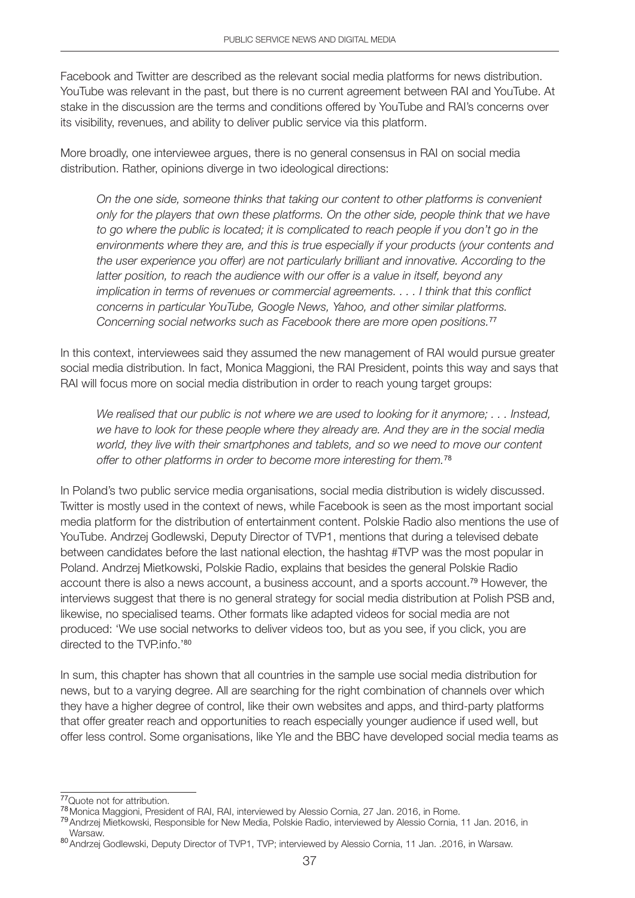Facebook and Twitter are described as the relevant social media platforms for news distribution. YouTube was relevant in the past, but there is no current agreement between RAI and YouTube. At stake in the discussion are the terms and conditions offered by YouTube and RAI's concerns over its visibility, revenues, and ability to deliver public service via this platform.

More broadly, one interviewee argues, there is no general consensus in RAI on social media distribution. Rather, opinions diverge in two ideological directions:

> *On the one side, someone thinks that taking our content to other platforms is convenient only for the players that own these platforms. On the other side, people think that we have to go where the public is located; it is complicated to reach people if you don't go in the environments where they are, and this is true especially if your products (your contents and the user experience you offer) are not particularly brilliant and innovative. According to the latter position, to reach the audience with our offer is a value in itself, beyond any implication in terms of revenues or commercial agreements. . . . I think that this conflict concerns in particular YouTube, Google News, Yahoo, and other similar platforms. Concerning social networks such as Facebook there are more open positions.*[77]

In this context, interviewees said they assumed the new management of RAI would pursue greater social media distribution. In fact, Monica Maggioni, the RAI President, points this way and says that RAI will focus more on social media distribution in order to reach young target groups:

> *We realised that our public is not where we are used to looking for it anymore; . . . Instead, we have to look for these people where they already are. And they are in the social media world, they live with their smartphones and tablets, and so we need to move our content offer to other platforms in order to become more interesting for them.*[78]

In Poland's two public service media organisations, social media distribution is widely discussed. Twitter is mostly used in the context of news, while Facebook is seen as the most important social media platform for the distribution of entertainment content. Polskie Radio also mentions the use of YouTube. Andrzej Godlewski, Deputy Director of TVP1, mentions that during a televised debate between candidates before the last national election, the hashtag #TVP was the most popular in Poland. Andrzej Mietkowski, Polskie Radio, explains that besides the general Polskie Radio account there is also a news account, a business account, and a sports account.[79] However, the interviews suggest that there is no general strategy for social media distribution at Polish PSB and, likewise, no specialised teams. Other formats like adapted videos for social media are not produced: 'We use social networks to deliver videos too, but as you see, if you click, you are directed to the TVP.info.'[80]

In sum, this chapter has shown that all countries in the sample use social media distribution for news, but to a varying degree. All are searching for the right combination of channels over which they have a higher degree of control, like their own websites and apps, and third-party platforms that offer greater reach and opportunities to reach especially younger audience if used well, but offer less control. Some organisations, like Yle and the BBC have developed social media teams as

---

[77] Quote not for attribution.

[78] Monica Maggioni, President of RAI, RAI, interviewed by Alessio Cornia, 27 Jan. 2016, in Rome.

[79] Andrzej Mietkowski, Responsible for New Media, Polskie Radio, interviewed by Alessio Cornia, 11 Jan. 2016, in Warsaw.

[80] Andrzej Godlewski, Deputy Director of TVP1, TVP; interviewed by Alessio Cornia, 11 Jan. .2016, in Warsaw.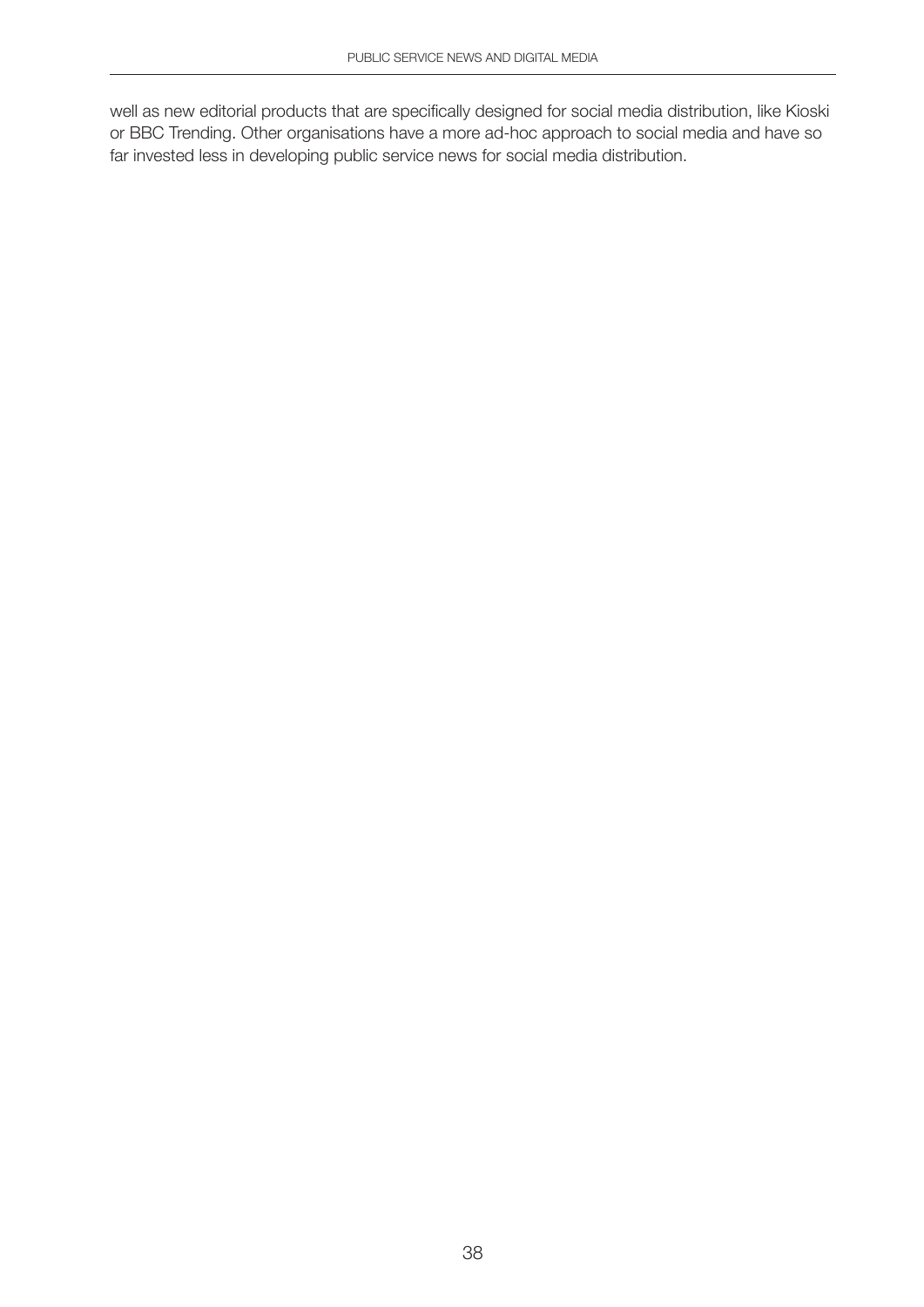well as new editorial products that are specifically designed for social media distribution, like Kioski or BBC Trending. Other organisations have a more ad-hoc approach to social media and have so far invested less in developing public service news for social media distribution.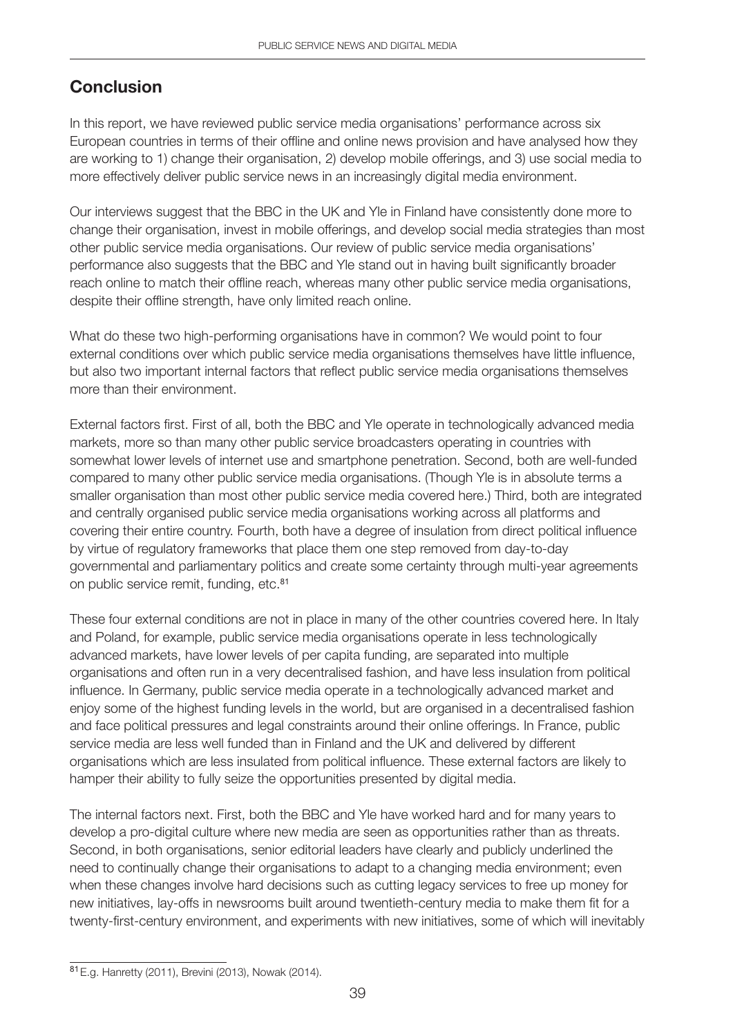## Conclusion

In this report, we have reviewed public service media organisations' performance across six European countries in terms of their offline and online news provision and have analysed how they are working to 1) change their organisation, 2) develop mobile offerings, and 3) use social media to more effectively deliver public service news in an increasingly digital media environment.

Our interviews suggest that the BBC in the UK and Yle in Finland have consistently done more to change their organisation, invest in mobile offerings, and develop social media strategies than most other public service media organisations. Our review of public service media organisations' performance also suggests that the BBC and Yle stand out in having built significantly broader reach online to match their offline reach, whereas many other public service media organisations, despite their offline strength, have only limited reach online.

What do these two high-performing organisations have in common? We would point to four external conditions over which public service media organisations themselves have little influence, but also two important internal factors that reflect public service media organisations themselves more than their environment.

External factors first. First of all, both the BBC and Yle operate in technologically advanced media markets, more so than many other public service broadcasters operating in countries with somewhat lower levels of internet use and smartphone penetration. Second, both are well-funded compared to many other public service media organisations. (Though Yle is in absolute terms a smaller organisation than most other public service media covered here.) Third, both are integrated and centrally organised public service media organisations working across all platforms and covering their entire country. Fourth, both have a degree of insulation from direct political influence by virtue of regulatory frameworks that place them one step removed from day-to-day governmental and parliamentary politics and create some certainty through multi-year agreements on public service remit, funding, etc.[81]

These four external conditions are not in place in many of the other countries covered here. In Italy and Poland, for example, public service media organisations operate in less technologically advanced markets, have lower levels of per capita funding, are separated into multiple organisations and often run in a very decentralised fashion, and have less insulation from political influence. In Germany, public service media operate in a technologically advanced market and enjoy some of the highest funding levels in the world, but are organised in a decentralised fashion and face political pressures and legal constraints around their online offerings. In France, public service media are less well funded than in Finland and the UK and delivered by different organisations which are less insulated from political influence. These external factors are likely to hamper their ability to fully seize the opportunities presented by digital media.

The internal factors next. First, both the BBC and Yle have worked hard and for many years to develop a pro-digital culture where new media are seen as opportunities rather than as threats. Second, in both organisations, senior editorial leaders have clearly and publicly underlined the need to continually change their organisations to adapt to a changing media environment; even when these changes involve hard decisions such as cutting legacy services to free up money for new initiatives, lay-offs in newsrooms built around twentieth-century media to make them fit for a twenty-first-century environment, and experiments with new initiatives, some of which will inevitably

---

[81] E.g. Hanretty (2011), Brevini (2013), Nowak (2014).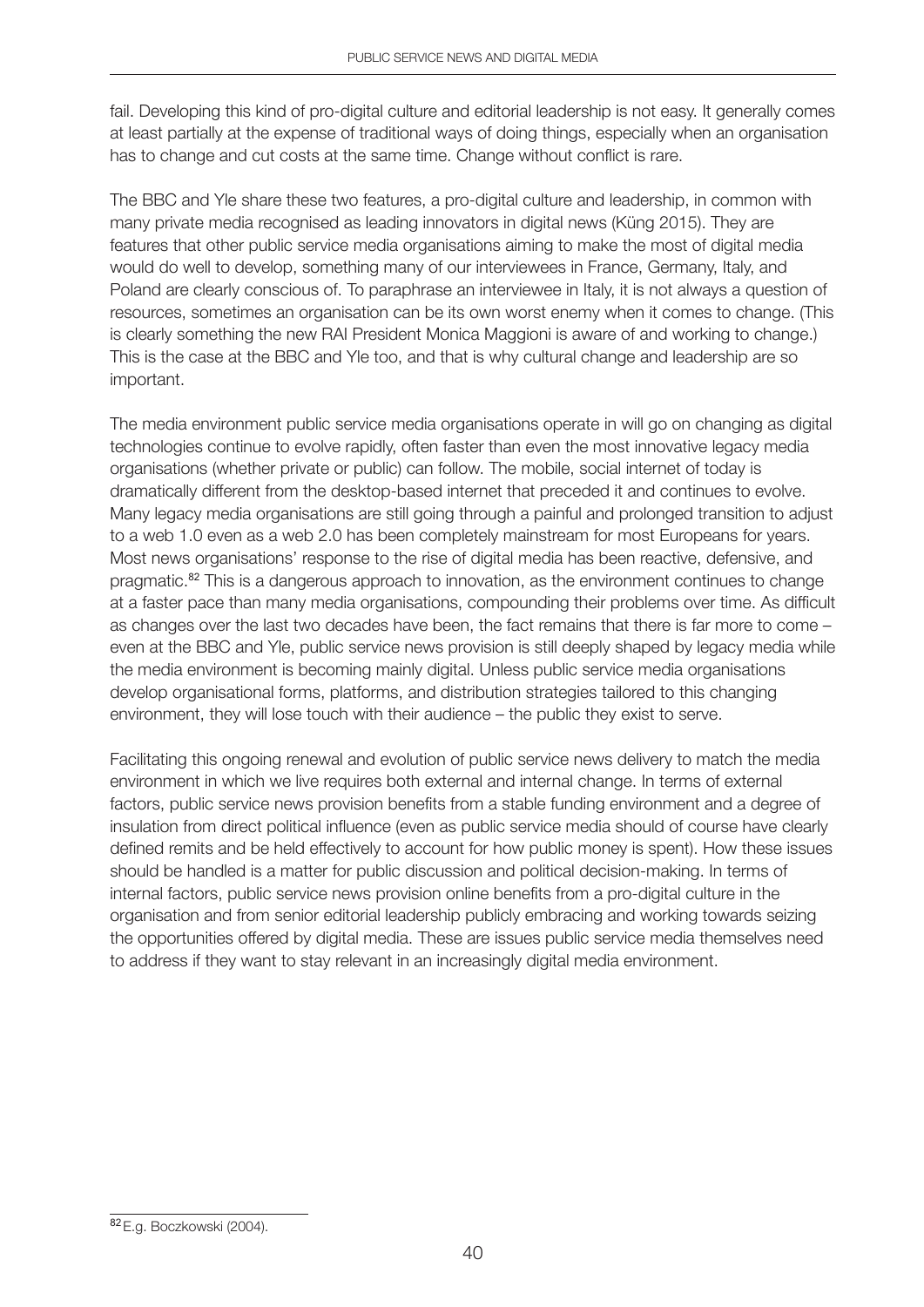fail. Developing this kind of pro-digital culture and editorial leadership is not easy. It generally comes at least partially at the expense of traditional ways of doing things, especially when an organisation has to change and cut costs at the same time. Change without conflict is rare.

The BBC and Yle share these two features, a pro-digital culture and leadership, in common with many private media recognised as leading innovators in digital news (Küng 2015). They are features that other public service media organisations aiming to make the most of digital media would do well to develop, something many of our interviewees in France, Germany, Italy, and Poland are clearly conscious of. To paraphrase an interviewee in Italy, it is not always a question of resources, sometimes an organisation can be its own worst enemy when it comes to change. (This is clearly something the new RAI President Monica Maggioni is aware of and working to change.) This is the case at the BBC and Yle too, and that is why cultural change and leadership are so important.

The media environment public service media organisations operate in will go on changing as digital technologies continue to evolve rapidly, often faster than even the most innovative legacy media organisations (whether private or public) can follow. The mobile, social internet of today is dramatically different from the desktop-based internet that preceded it and continues to evolve. Many legacy media organisations are still going through a painful and prolonged transition to adjust to a web 1.0 even as a web 2.0 has been completely mainstream for most Europeans for years. Most news organisations' response to the rise of digital media has been reactive, defensive, and pragmatic.[82] This is a dangerous approach to innovation, as the environment continues to change at a faster pace than many media organisations, compounding their problems over time. As difficult as changes over the last two decades have been, the fact remains that there is far more to come – even at the BBC and Yle, public service news provision is still deeply shaped by legacy media while the media environment is becoming mainly digital. Unless public service media organisations develop organisational forms, platforms, and distribution strategies tailored to this changing environment, they will lose touch with their audience – the public they exist to serve.

Facilitating this ongoing renewal and evolution of public service news delivery to match the media environment in which we live requires both external and internal change. In terms of external factors, public service news provision benefits from a stable funding environment and a degree of insulation from direct political influence (even as public service media should of course have clearly defined remits and be held effectively to account for how public money is spent). How these issues should be handled is a matter for public discussion and political decision-making. In terms of internal factors, public service news provision online benefits from a pro-digital culture in the organisation and from senior editorial leadership publicly embracing and working towards seizing the opportunities offered by digital media. These are issues public service media themselves need to address if they want to stay relevant in an increasingly digital media environment.

[82] E.g. Boczkowski (2004).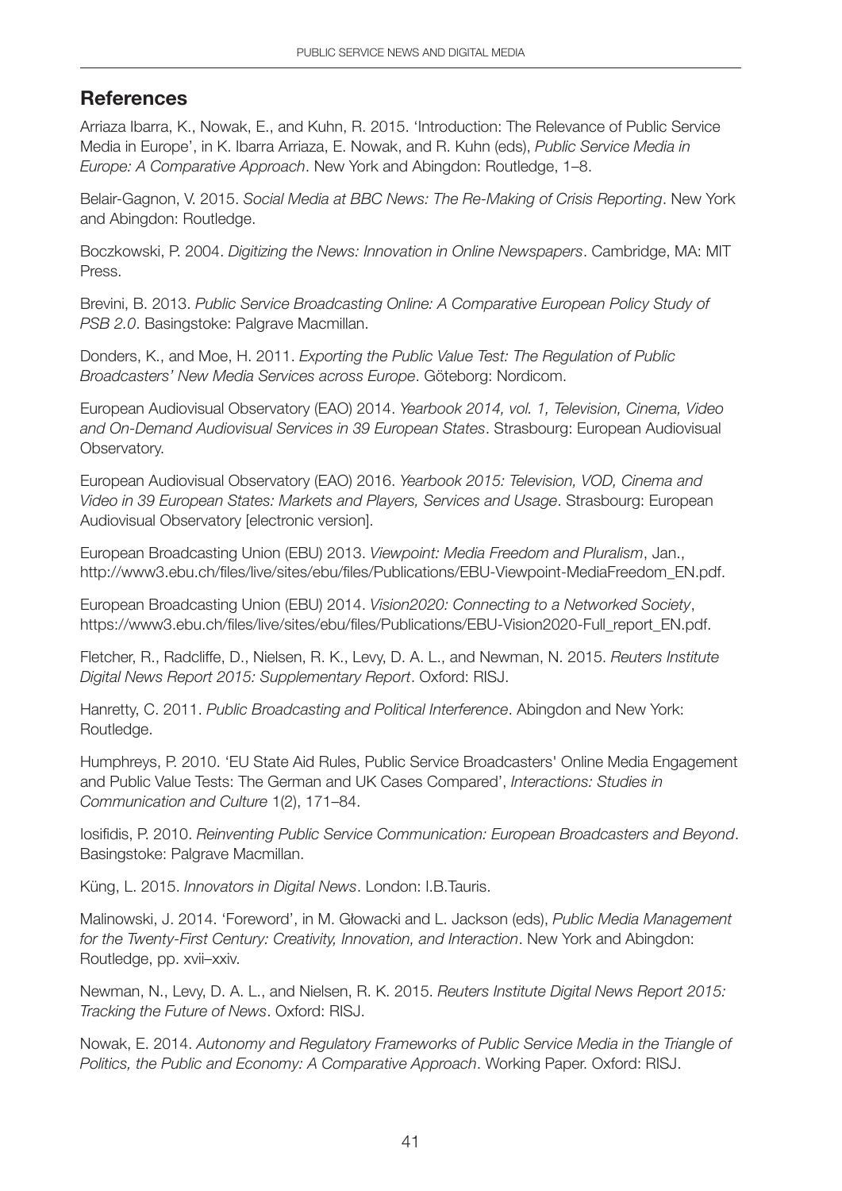## References

Arriaza Ibarra, K., Nowak, E., and Kuhn, R. 2015. 'Introduction: The Relevance of Public Service Media in Europe', in K. Ibarra Arriaza, E. Nowak, and R. Kuhn (eds), *Public Service Media in Europe: A Comparative Approach*. New York and Abingdon: Routledge, 1–8.

Belair-Gagnon, V. 2015. *Social Media at BBC News: The Re-Making of Crisis Reporting*. New York and Abingdon: Routledge.

Boczkowski, P. 2004. *Digitizing the News: Innovation in Online Newspapers*. Cambridge, MA: MIT Press.

Brevini, B. 2013. *Public Service Broadcasting Online: A Comparative European Policy Study of PSB 2.0*. Basingstoke: Palgrave Macmillan.

Donders, K., and Moe, H. 2011. *Exporting the Public Value Test: The Regulation of Public Broadcasters' New Media Services across Europe*. Göteborg: Nordicom.

European Audiovisual Observatory (EAO) 2014. *Yearbook 2014, vol. 1, Television, Cinema, Video and On-Demand Audiovisual Services in 39 European States*. Strasbourg: European Audiovisual Observatory.

European Audiovisual Observatory (EAO) 2016. *Yearbook 2015: Television, VOD, Cinema and Video in 39 European States: Markets and Players, Services and Usage*. Strasbourg: European Audiovisual Observatory [electronic version].

European Broadcasting Union (EBU) 2013. *Viewpoint: Media Freedom and Pluralism*, Jan., http://www3.ebu.ch/files/live/sites/ebu/files/Publications/EBU-Viewpoint-MediaFreedom_EN.pdf.

European Broadcasting Union (EBU) 2014. *Vision2020: Connecting to a Networked Society*, https://www3.ebu.ch/files/live/sites/ebu/files/Publications/EBU-Vision2020-Full_report_EN.pdf.

Fletcher, R., Radcliffe, D., Nielsen, R. K., Levy, D. A. L., and Newman, N. 2015. *Reuters Institute Digital News Report 2015: Supplementary Report*. Oxford: RISJ.

Hanretty, C. 2011. *Public Broadcasting and Political Interference*. Abingdon and New York: Routledge.

Humphreys, P. 2010. 'EU State Aid Rules, Public Service Broadcasters' Online Media Engagement and Public Value Tests: The German and UK Cases Compared', *Interactions: Studies in Communication and Culture* 1(2), 171–84.

Iosifidis, P. 2010. *Reinventing Public Service Communication: European Broadcasters and Beyond*. Basingstoke: Palgrave Macmillan.

Küng, L. 2015. *Innovators in Digital News*. London: I.B.Tauris.

Malinowski, J. 2014. 'Foreword', in M. Głowacki and L. Jackson (eds), *Public Media Management for the Twenty-First Century: Creativity, Innovation, and Interaction*. New York and Abingdon: Routledge, pp. xvii–xxiv.

Newman, N., Levy, D. A. L., and Nielsen, R. K. 2015. *Reuters Institute Digital News Report 2015: Tracking the Future of News*. Oxford: RISJ.

Nowak, E. 2014. *Autonomy and Regulatory Frameworks of Public Service Media in the Triangle of Politics, the Public and Economy: A Comparative Approach*. Working Paper. Oxford: RISJ.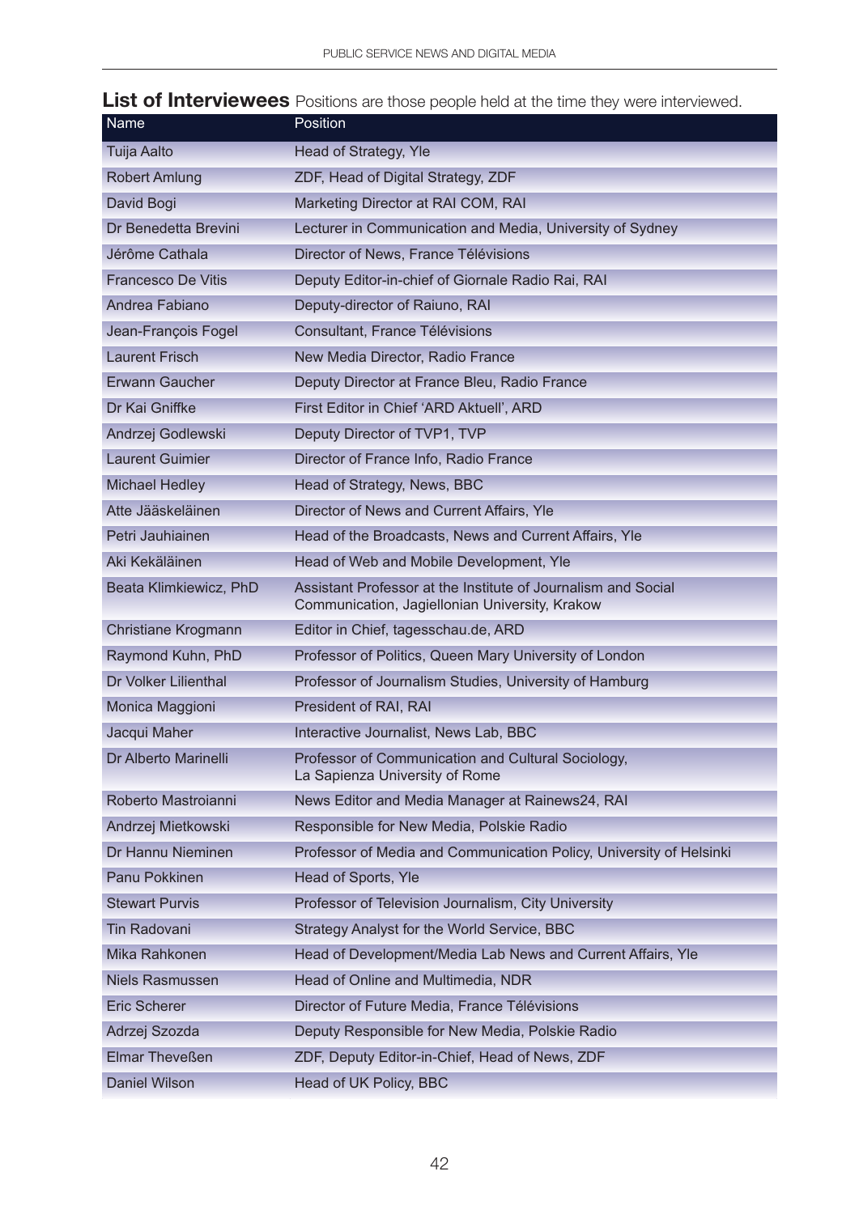## List of Interviewees

Positions are those people held at the time they were interviewed.

| Name | Position |
|---|---|
| Tuija Aalto | Head of Strategy, Yle |
| Robert Amlung | ZDF, Head of Digital Strategy, ZDF |
| David Bogi | Marketing Director at RAI COM, RAI |
| Dr Benedetta Brevini | Lecturer in Communication and Media, University of Sydney |
| Jérôme Cathala | Director of News, France Télévisions |
| Francesco De Vitis | Deputy Editor-in-chief of Giornale Radio Rai, RAI |
| Andrea Fabiano | Deputy-director of Raiuno, RAI |
| Jean-François Fogel | Consultant, France Télévisions |
| Laurent Frisch | New Media Director, Radio France |
| Erwann Gaucher | Deputy Director at France Bleu, Radio France |
| Dr Kai Gniffke | First Editor in Chief 'ARD Aktuell', ARD |
| Andrzej Godlewski | Deputy Director of TVP1, TVP |
| Laurent Guimier | Director of France Info, Radio France |
| Michael Hedley | Head of Strategy, News, BBC |
| Atte Jääskeläinen | Director of News and Current Affairs, Yle |
| Petri Jauhiainen | Head of the Broadcasts, News and Current Affairs, Yle |
| Aki Kekäläinen | Head of Web and Mobile Development, Yle |
| Beata Klimkiewicz, PhD | Assistant Professor at the Institute of Journalism and Social Communication, Jagiellonian University, Krakow |
| Christiane Krogmann | Editor in Chief, tagesschau.de, ARD |
| Raymond Kuhn, PhD | Professor of Politics, Queen Mary University of London |
| Dr Volker Lilienthal | Professor of Journalism Studies, University of Hamburg |
| Monica Maggioni | President of RAI, RAI |
| Jacqui Maher | Interactive Journalist, News Lab, BBC |
| Dr Alberto Marinelli | Professor of Communication and Cultural Sociology, La Sapienza University of Rome |
| Roberto Mastroianni | News Editor and Media Manager at Rainews24, RAI |
| Andrzej Mietkowski | Responsible for New Media, Polskie Radio |
| Dr Hannu Nieminen | Professor of Media and Communication Policy, University of Helsinki |
| Panu Pokkinen | Head of Sports, Yle |
| Stewart Purvis | Professor of Television Journalism, City University |
| Tin Radovani | Strategy Analyst for the World Service, BBC |
| Mika Rahkonen | Head of Development/Media Lab News and Current Affairs, Yle |
| Niels Rasmussen | Head of Online and Multimedia, NDR |
| Eric Scherer | Director of Future Media, France Télévisions |
| Adrzej Szozda | Deputy Responsible for New Media, Polskie Radio |
| Elmar Theveßen | ZDF, Deputy Editor-in-Chief, Head of News, ZDF |
| Daniel Wilson | Head of UK Policy, BBC |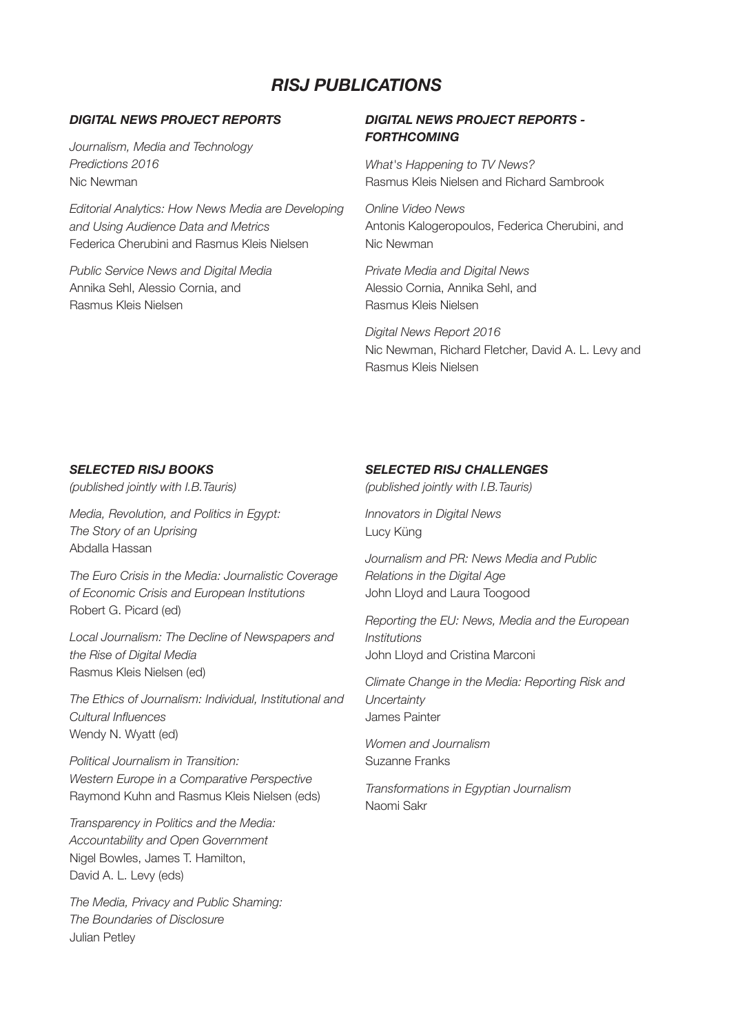# *RISJ PUBLICATIONS*

### *DIGITAL NEWS PROJECT REPORTS*

*Journalism, Media and Technology Predictions 2016*
Nic Newman

*Editorial Analytics: How News Media are Developing and Using Audience Data and Metrics*
Federica Cherubini and Rasmus Kleis Nielsen

*Public Service News and Digital Media*
Annika Sehl, Alessio Cornia, and Rasmus Kleis Nielsen

### *DIGITAL NEWS PROJECT REPORTS - FORTHCOMING*

*What's Happening to TV News?*
Rasmus Kleis Nielsen and Richard Sambrook

*Online Video News*
Antonis Kalogeropoulos, Federica Cherubini, and Nic Newman

*Private Media and Digital News*
Alessio Cornia, Annika Sehl, and Rasmus Kleis Nielsen

*Digital News Report 2016*
Nic Newman, Richard Fletcher, David A. L. Levy and Rasmus Kleis Nielsen

### *SELECTED RISJ BOOKS*

*(published jointly with I.B.Tauris)*

*Media, Revolution, and Politics in Egypt: The Story of an Uprising*
Abdalla Hassan

*The Euro Crisis in the Media: Journalistic Coverage of Economic Crisis and European Institutions*
Robert G. Picard (ed)

*Local Journalism: The Decline of Newspapers and the Rise of Digital Media*
Rasmus Kleis Nielsen (ed)

*The Ethics of Journalism: Individual, Institutional and Cultural Influences*
Wendy N. Wyatt (ed)

*Political Journalism in Transition: Western Europe in a Comparative Perspective*
Raymond Kuhn and Rasmus Kleis Nielsen (eds)

*Transparency in Politics and the Media: Accountability and Open Government*
Nigel Bowles, James T. Hamilton, David A. L. Levy (eds)

*The Media, Privacy and Public Shaming: The Boundaries of Disclosure*
Julian Petley

### *SELECTED RISJ CHALLENGES*

*(published jointly with I.B.Tauris)*

*Innovators in Digital News*
Lucy Küng

*Journalism and PR: News Media and Public Relations in the Digital Age*
John Lloyd and Laura Toogood

*Reporting the EU: News, Media and the European Institutions*
John Lloyd and Cristina Marconi

*Climate Change in the Media: Reporting Risk and Uncertainty*
James Painter

*Women and Journalism*
Suzanne Franks

*Transformations in Egyptian Journalism*
Naomi Sakr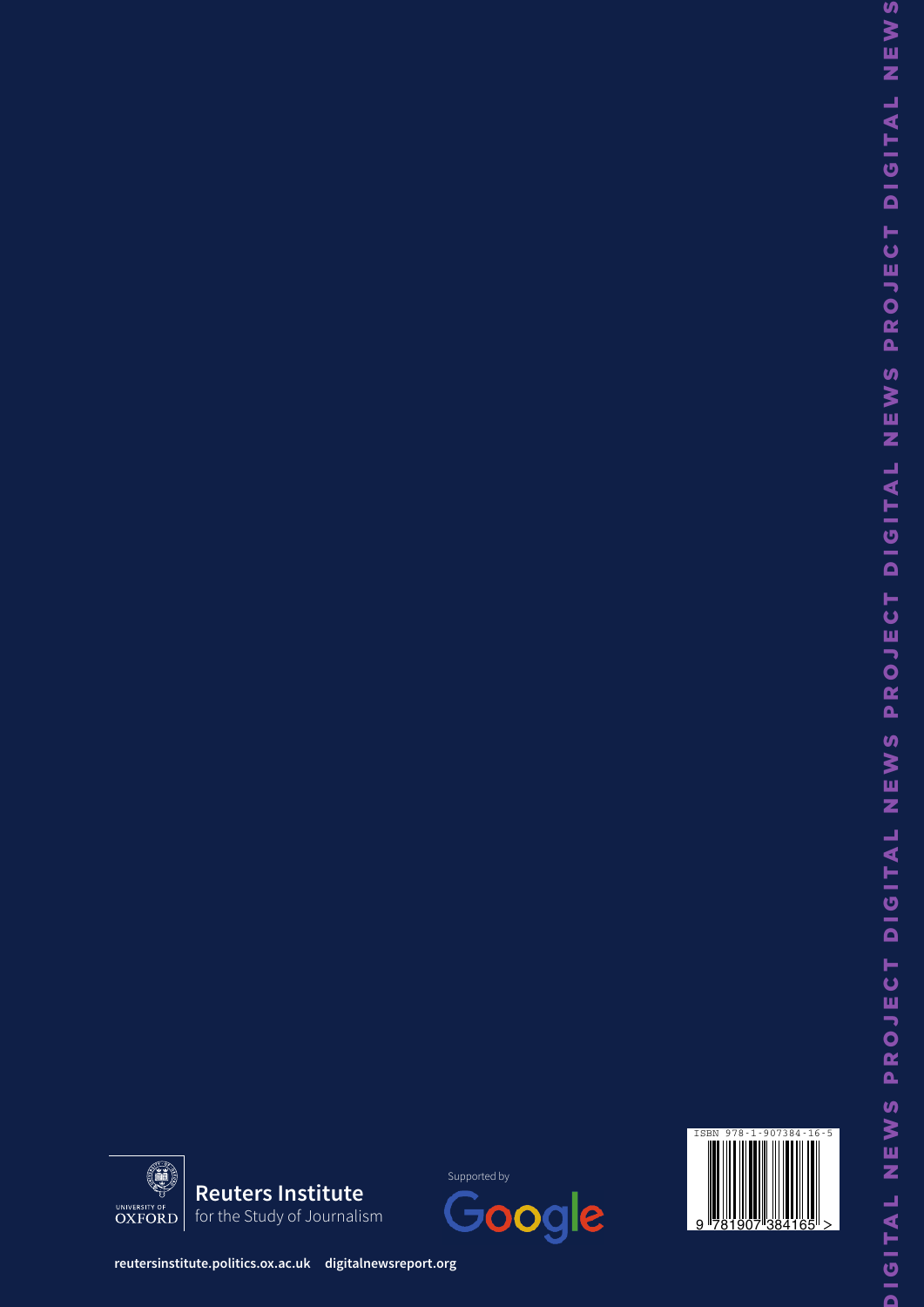DIGITAL NEWS PROJECT DIGITAL NEWS PROJECT DIGITAL NEWS PROJECT DIGITAL NEWS PROJECT DIGITAL NEWS

UNIVERSITY OF OXFORD

**Reuters Institute**
for the Study of Journalism

Supported by

Google

ISBN 978-1-907384-16-5

9 781907 384165 >

**reutersinstitute.politics.ox.ac.uk** **digitalnewsreport.org**